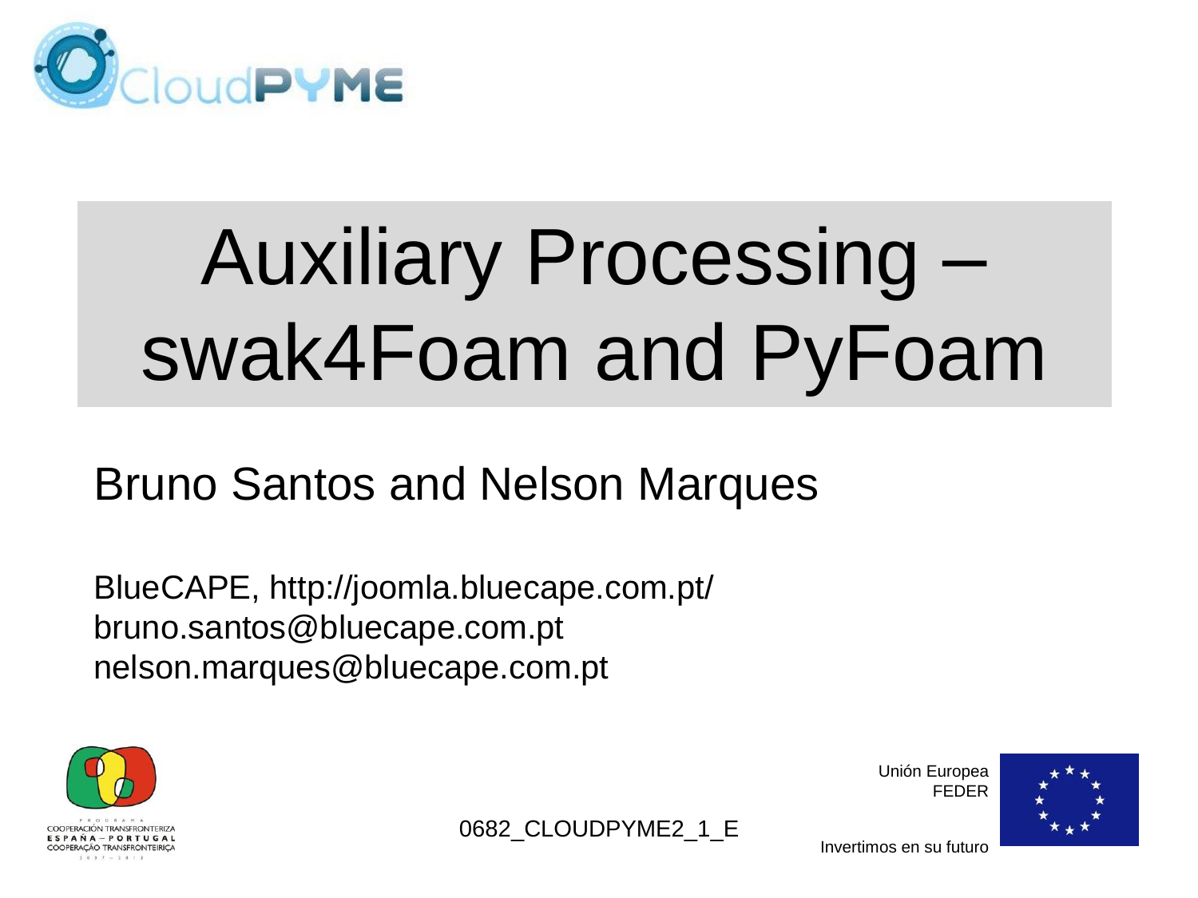CloudPYME

# Auxiliary Processing – swak4Foam and PyFoam

Bruno Santos and Nelson Marques

BlueCAPE, http://joomla.bluecape.com.pt/
bruno.santos@bluecape.com.pt
nelson.marques@bluecape.com.pt

PROGRAMA COOPERACIÓN TRANSFRONTERIZA ESPAÑA – PORTUGAL COOPERAÇÃO TRANSFRONTEIRIÇA 2007 – 2013

0682_CLOUDPYME2_1_E

Unión Europea
FEDER

Invertimos en su futuro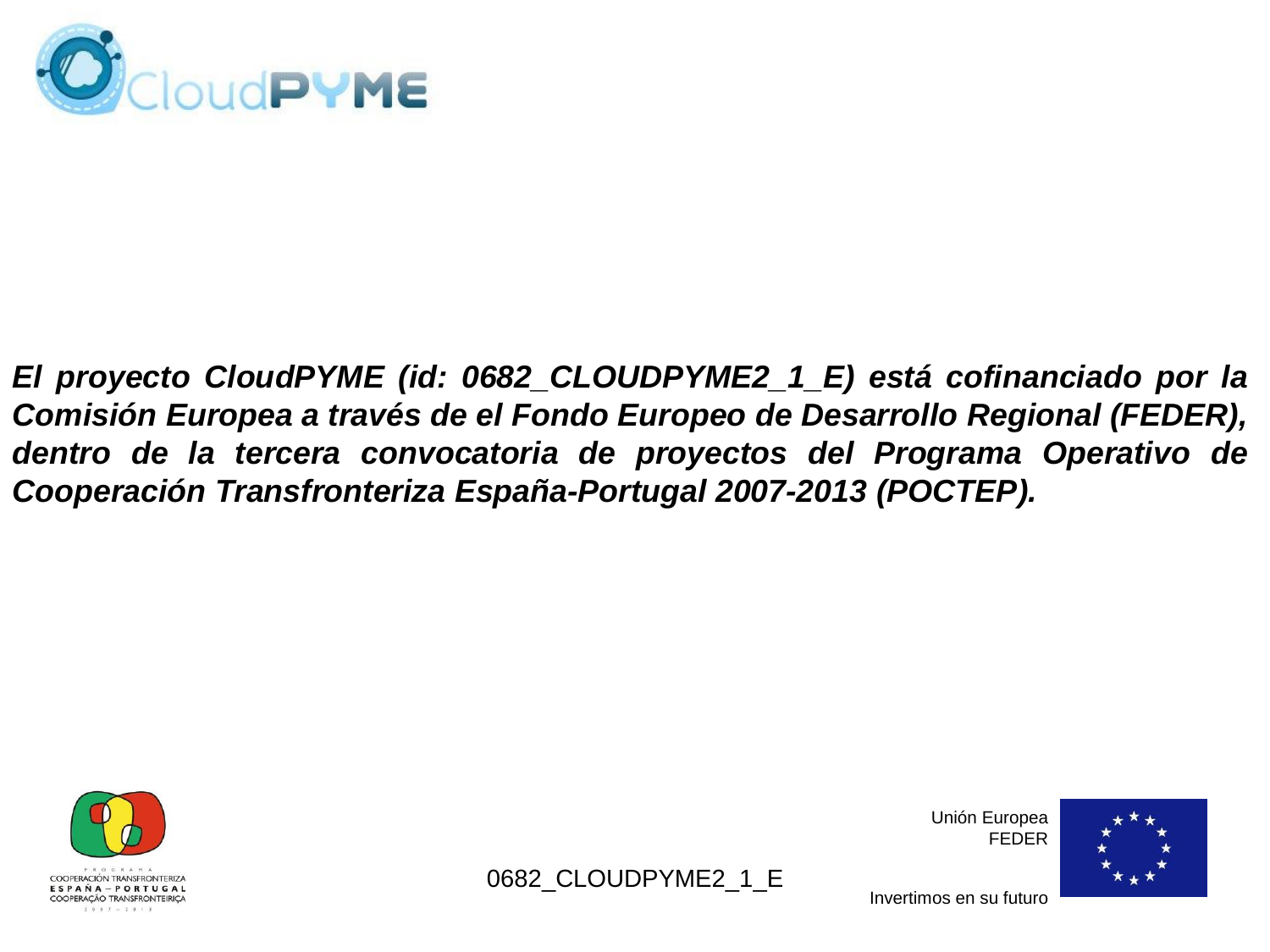***El proyecto CloudPYME (id: 0682_CLOUDPYME2_1_E) está cofinanciado por la Comisión Europea a través de el Fondo Europeo de Desarrollo Regional (FEDER), dentro de la tercera convocatoria de proyectos del Programa Operativo de Cooperación Transfronteriza España-Portugal 2007-2013 (POCTEP).***

PROGRAMA
COOPERACIÓN TRANSFRONTERIZA
ESPAÑA – PORTUGAL
COOPERAÇÃO TRANSFRONTEIRIÇA
2007 – 2013

0682_CLOUDPYME2_1_E

Unión Europea
FEDER

Invertimos en su futuro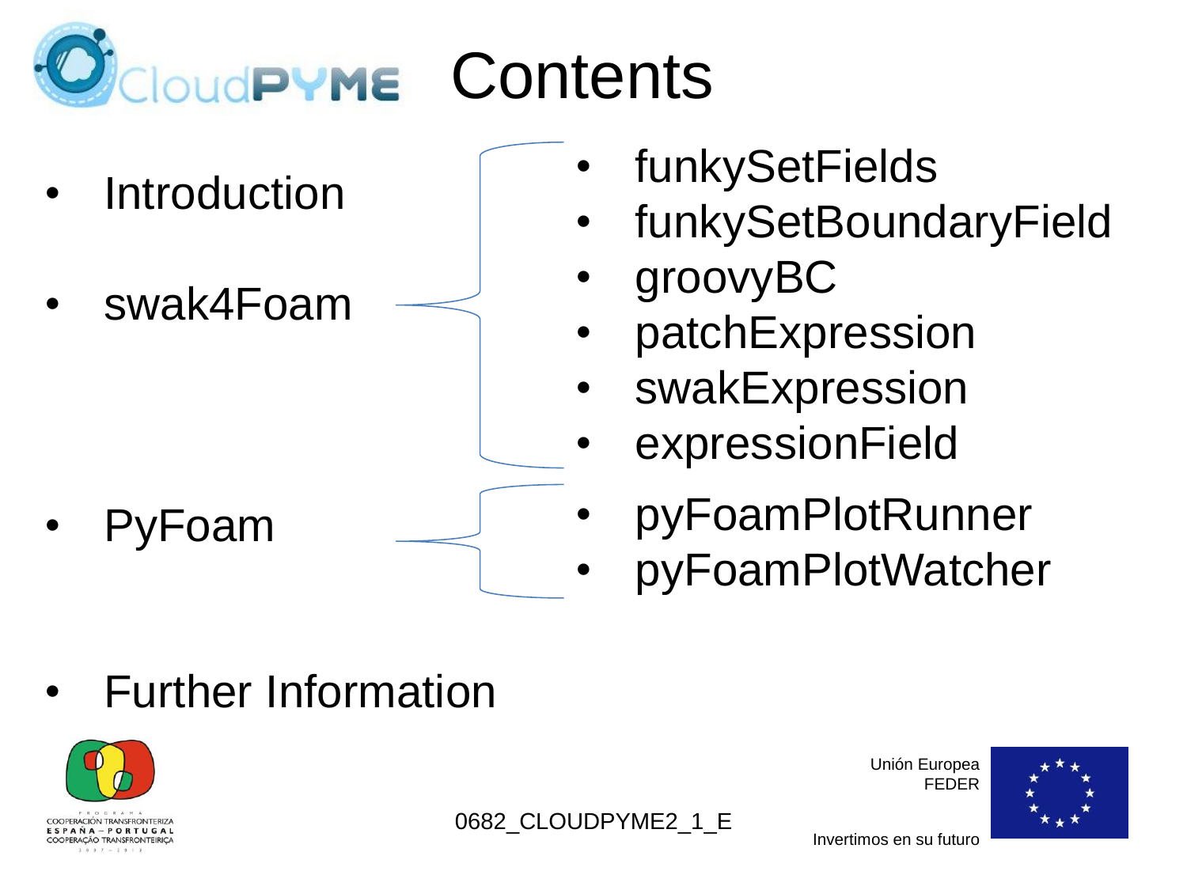# Contents

- Introduction
- swak4Foam
  - funkySetFields
  - funkySetBoundaryField
  - groovyBC
  - patchExpression
  - swakExpression
  - expressionField
- PyFoam
  - pyFoamPlotRunner
  - pyFoamPlotWatcher
- Further Information

0682_CLOUDPYME2_1_E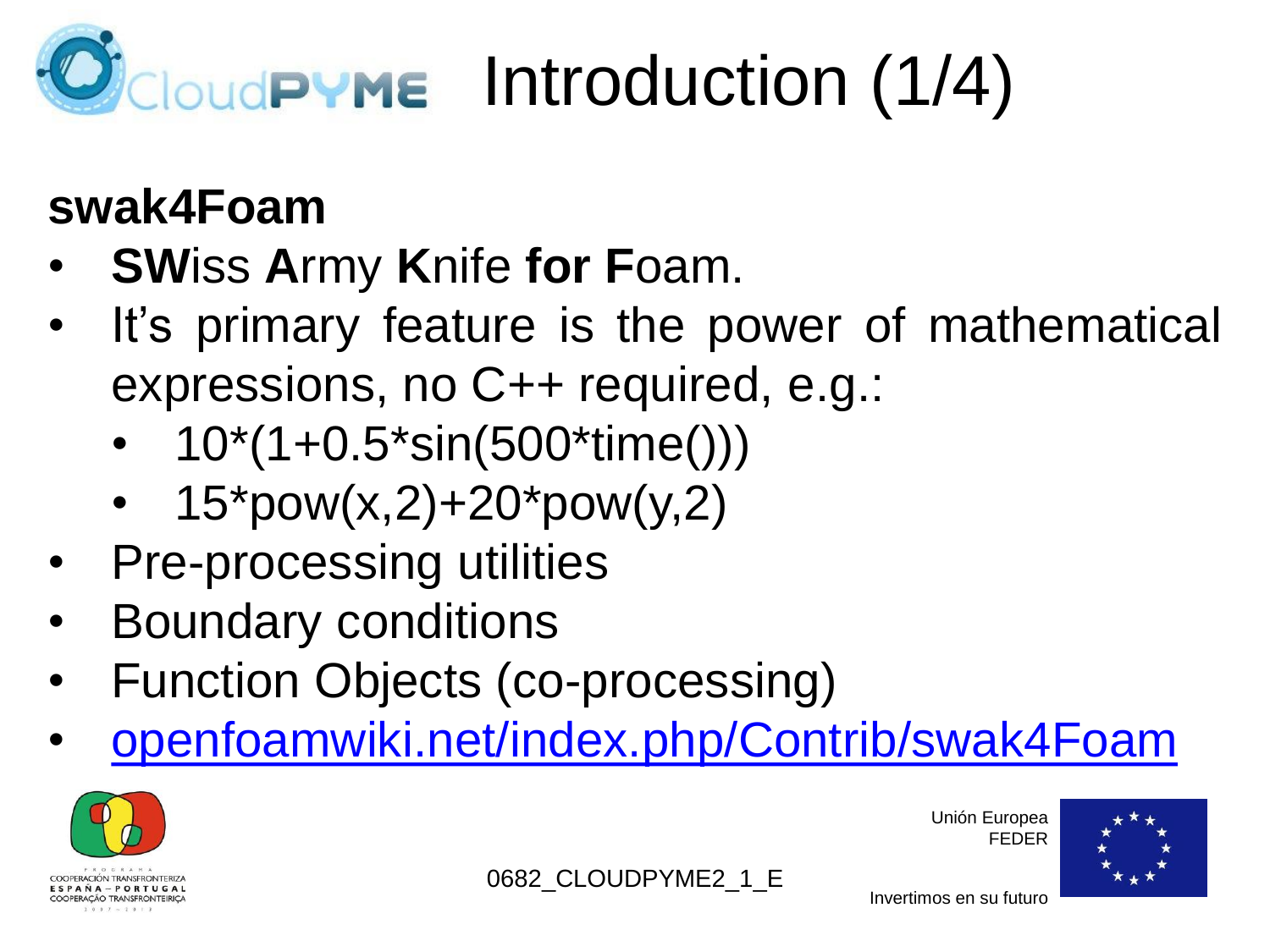# Introduction (1/4)

## swak4Foam

- **SW**iss **A**rmy **K**nife **for F**oam.
- It's primary feature is the power of mathematical expressions, no C++ required, e.g.:
  - 10*(1+0.5*sin(500*time()))
  - 15*pow(x,2)+20*pow(y,2)
- Pre-processing utilities
- Boundary conditions
- Function Objects (co-processing)
- [openfoamwiki.net/index.php/Contrib/swak4Foam](openfoamwiki.net/index.php/Contrib/swak4Foam)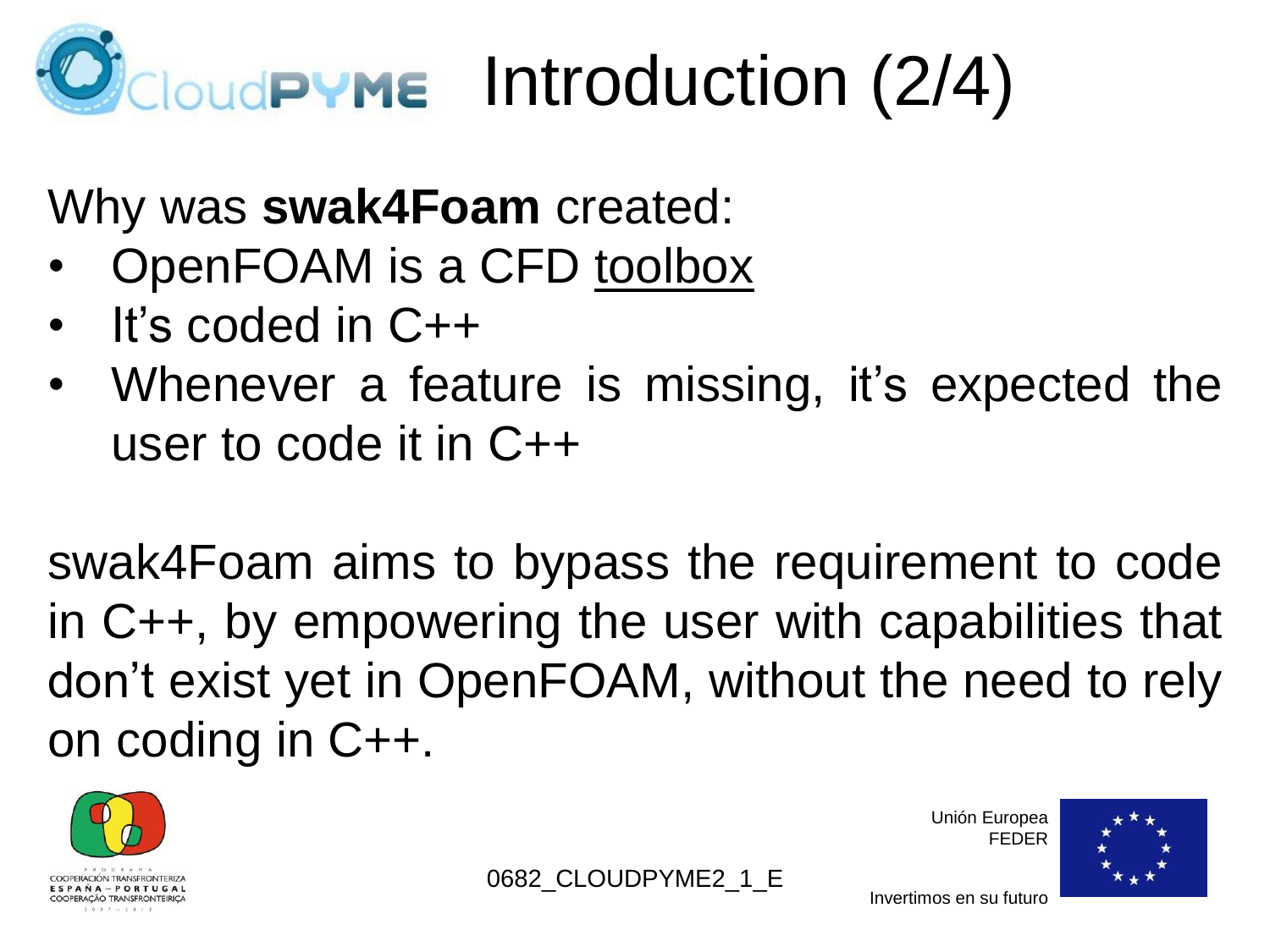# Introduction (2/4)

Why was **swak4Foam** created:

- OpenFOAM is a CFD toolbox
- It's coded in C++
- Whenever a feature is missing, it's expected the user to code it in C++

swak4Foam aims to bypass the requirement to code in C++, by empowering the user with capabilities that don't exist yet in OpenFOAM, without the need to rely on coding in C++.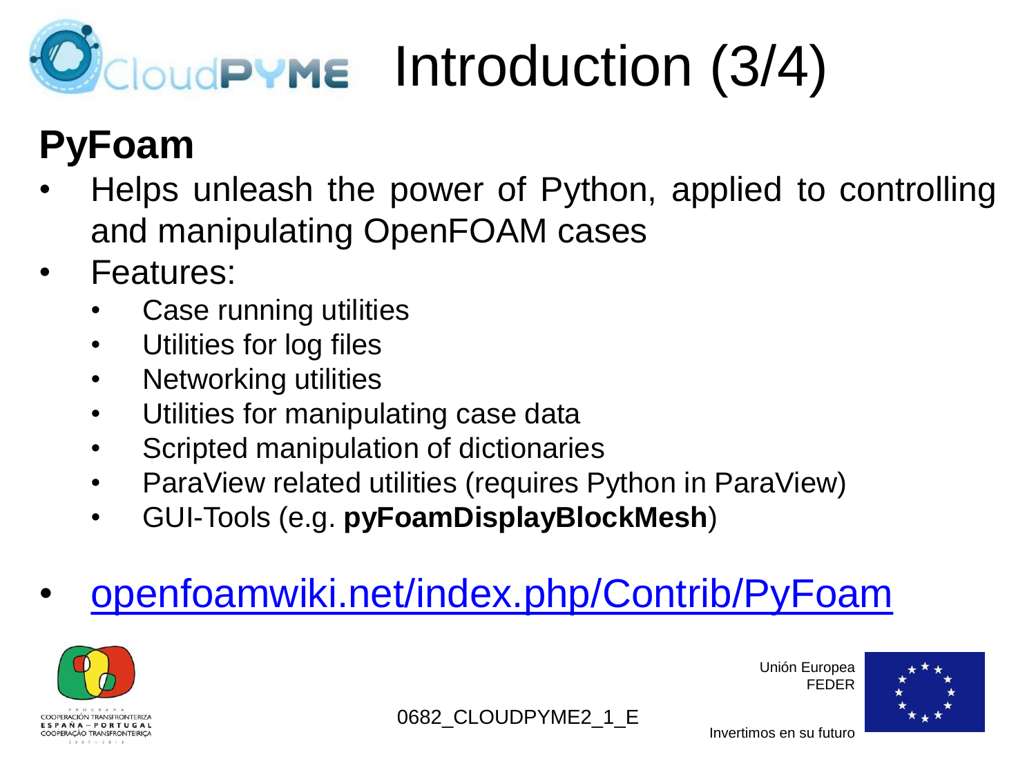# Introduction (3/4)

## PyFoam

- Helps unleash the power of Python, applied to controlling and manipulating OpenFOAM cases
- Features:
  - Case running utilities
  - Utilities for log files
  - Networking utilities
  - Utilities for manipulating case data
  - Scripted manipulation of dictionaries
  - ParaView related utilities (requires Python in ParaView)
  - GUI-Tools (e.g. **pyFoamDisplayBlockMesh**)
- openfoamwiki.net/index.php/Contrib/PyFoam

0682_CLOUDPYME2_1_E

Unión Europea
FEDER

Invertimos en su futuro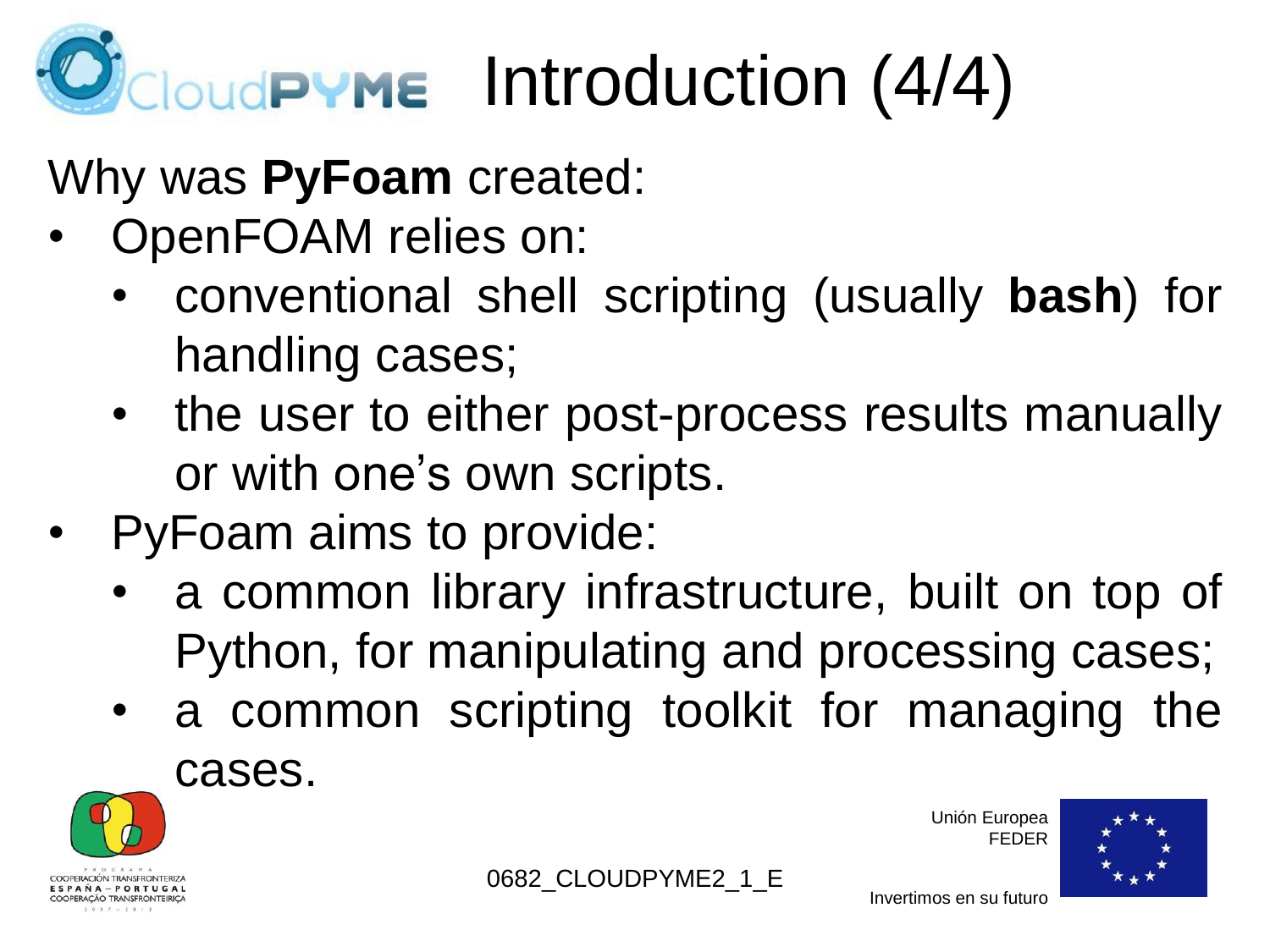# Introduction (4/4)

Why was **PyFoam** created:

- OpenFOAM relies on:
  - conventional shell scripting (usually **bash**) for handling cases;
  - the user to either post-process results manually or with one's own scripts.
- PyFoam aims to provide:
  - a common library infrastructure, built on top of Python, for manipulating and processing cases;
  - a common scripting toolkit for managing the cases.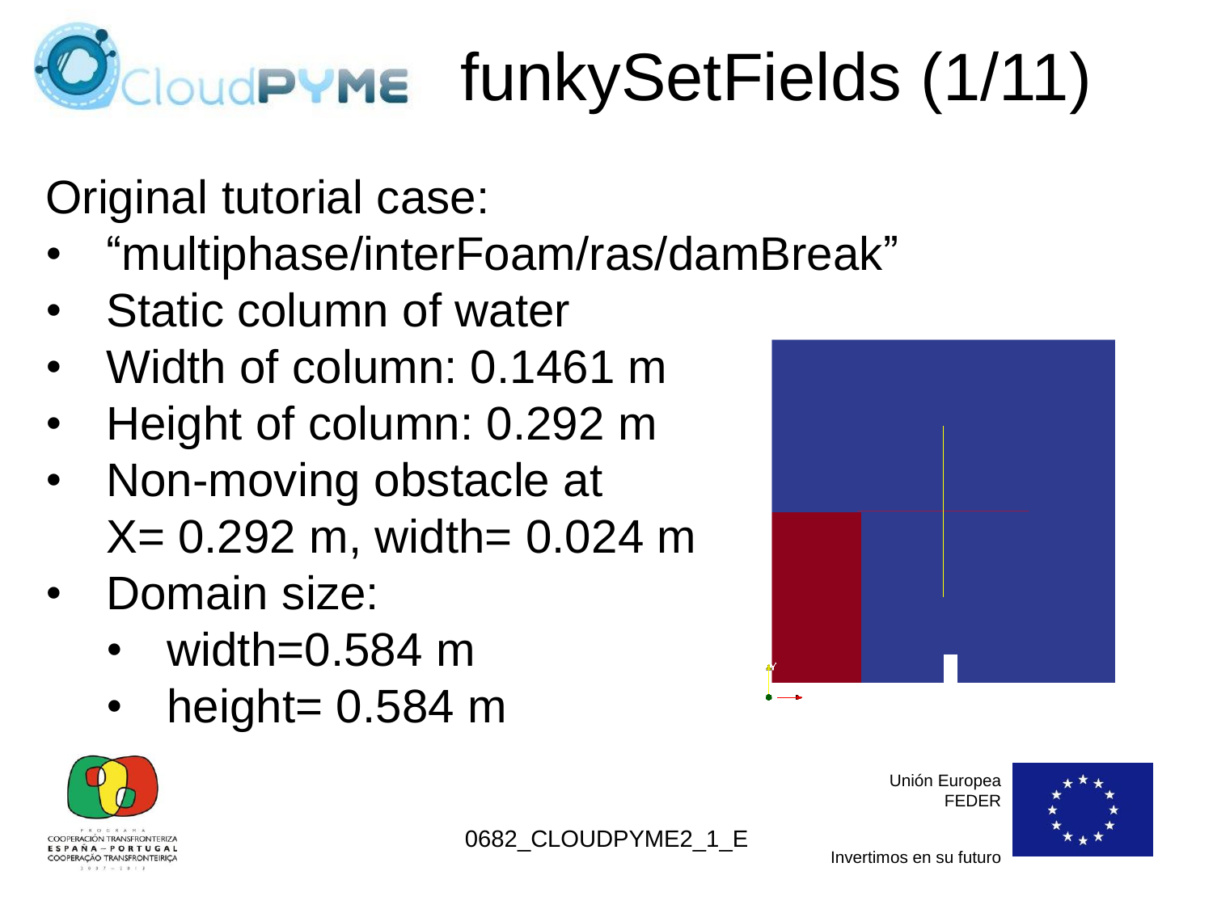# funkySetFields (1/11)

Original tutorial case:

- "multiphase/interFoam/ras/damBreak"
- Static column of water
- Width of column: 0.1461 m
- Height of column: 0.292 m
- Non-moving obstacle at X= 0.292 m, width= 0.024 m
- Domain size:
  - width=0.584 m
  - height= 0.584 m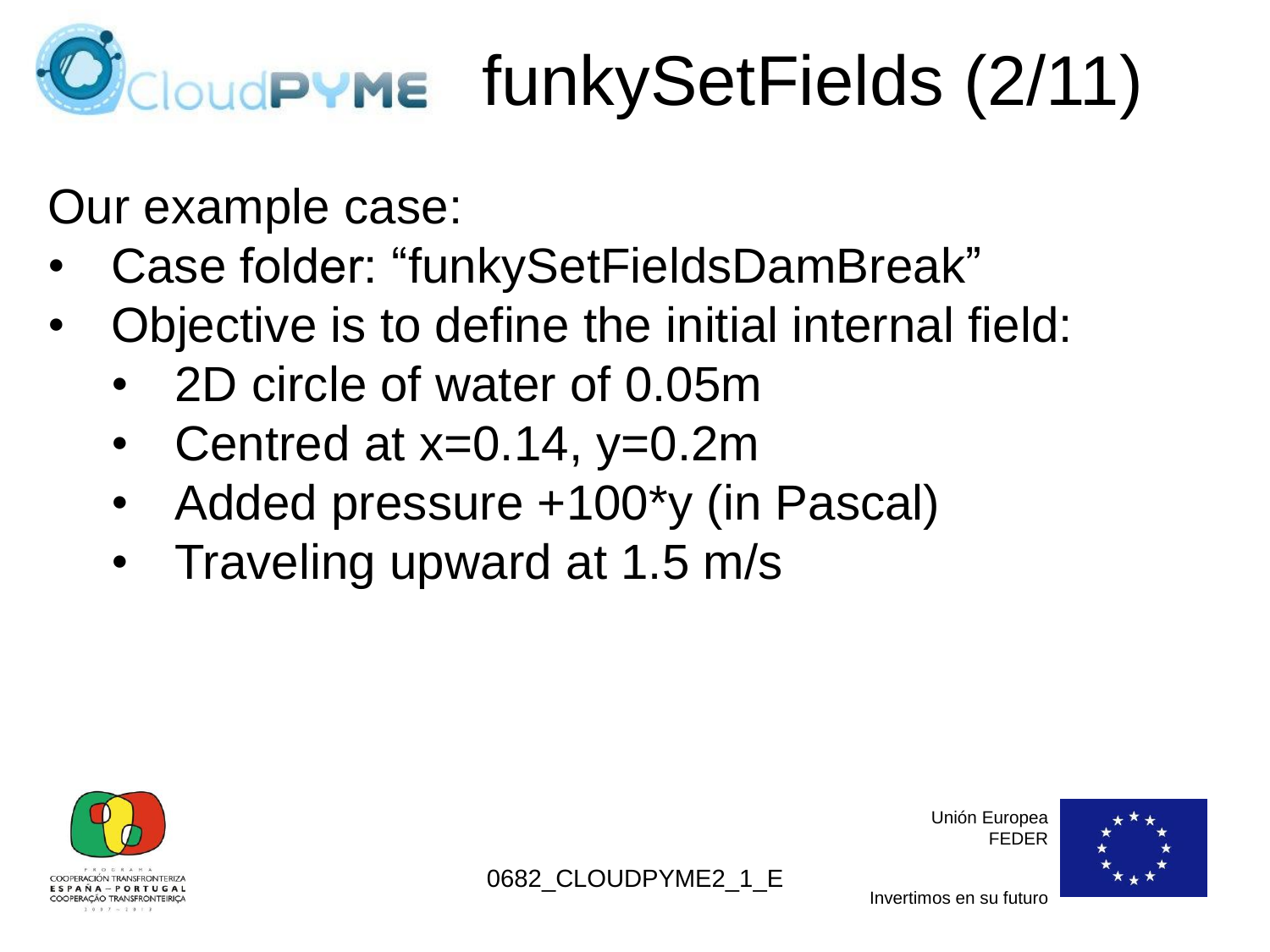# funkySetFields (2/11)

Our example case:

- Case folder: "funkySetFieldsDamBreak"
- Objective is to define the initial internal field:
  - 2D circle of water of 0.05m
  - Centred at x=0.14, y=0.2m
  - Added pressure +100*y (in Pascal)
  - Traveling upward at 1.5 m/s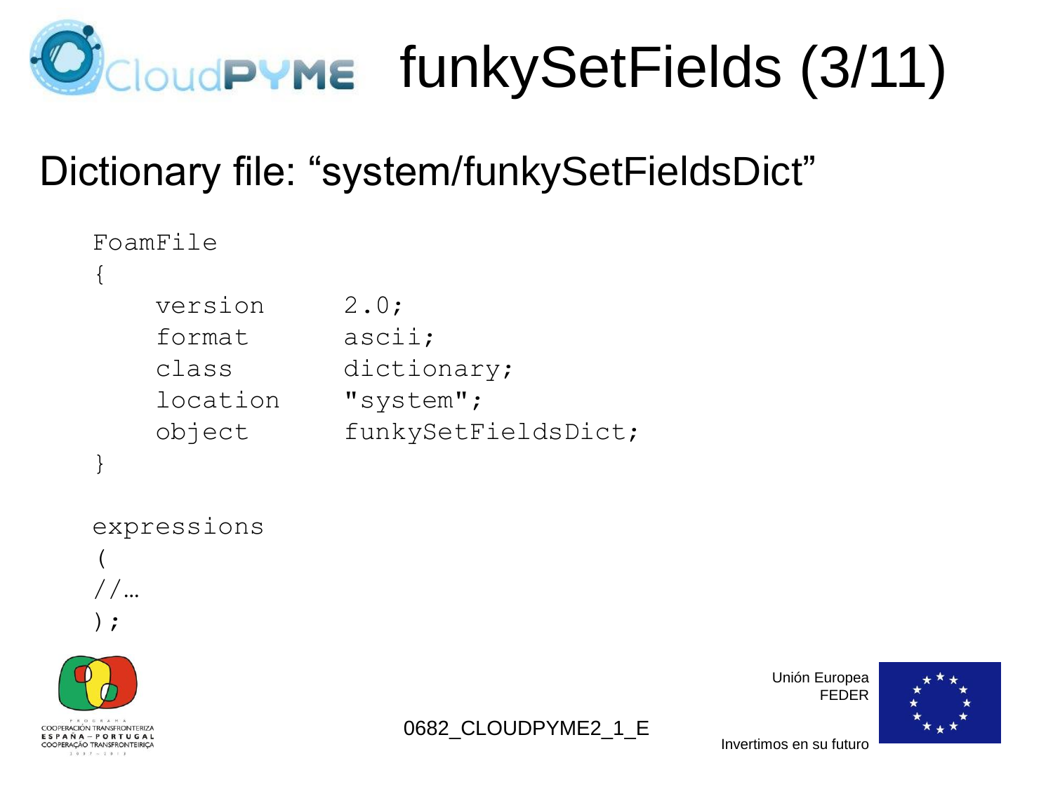# funkySetFields (3/11)

Dictionary file: “system/funkySetFieldsDict”

```
FoamFile
{
    version     2.0;
    format      ascii;
    class       dictionary;
    location    "system";
    object      funkySetFieldsDict;
}

expressions
(
//…
);
```

0682_CLOUDPYME2_1_E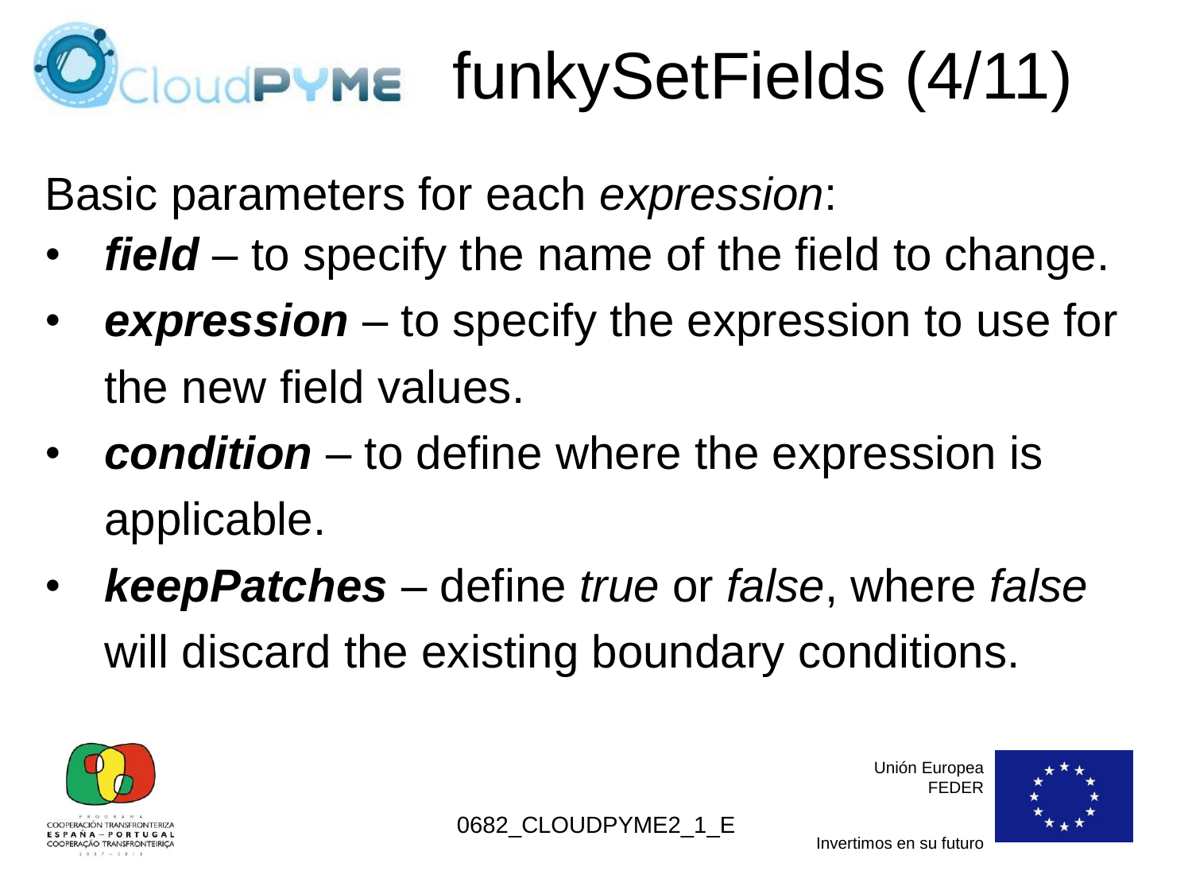# funkySetFields (4/11)

Basic parameters for each *expression*:

- ***field*** – to specify the name of the field to change.
- ***expression*** – to specify the expression to use for the new field values.
- ***condition*** – to define where the expression is applicable.
- ***keepPatches*** – define *true* or *false*, where *false* will discard the existing boundary conditions.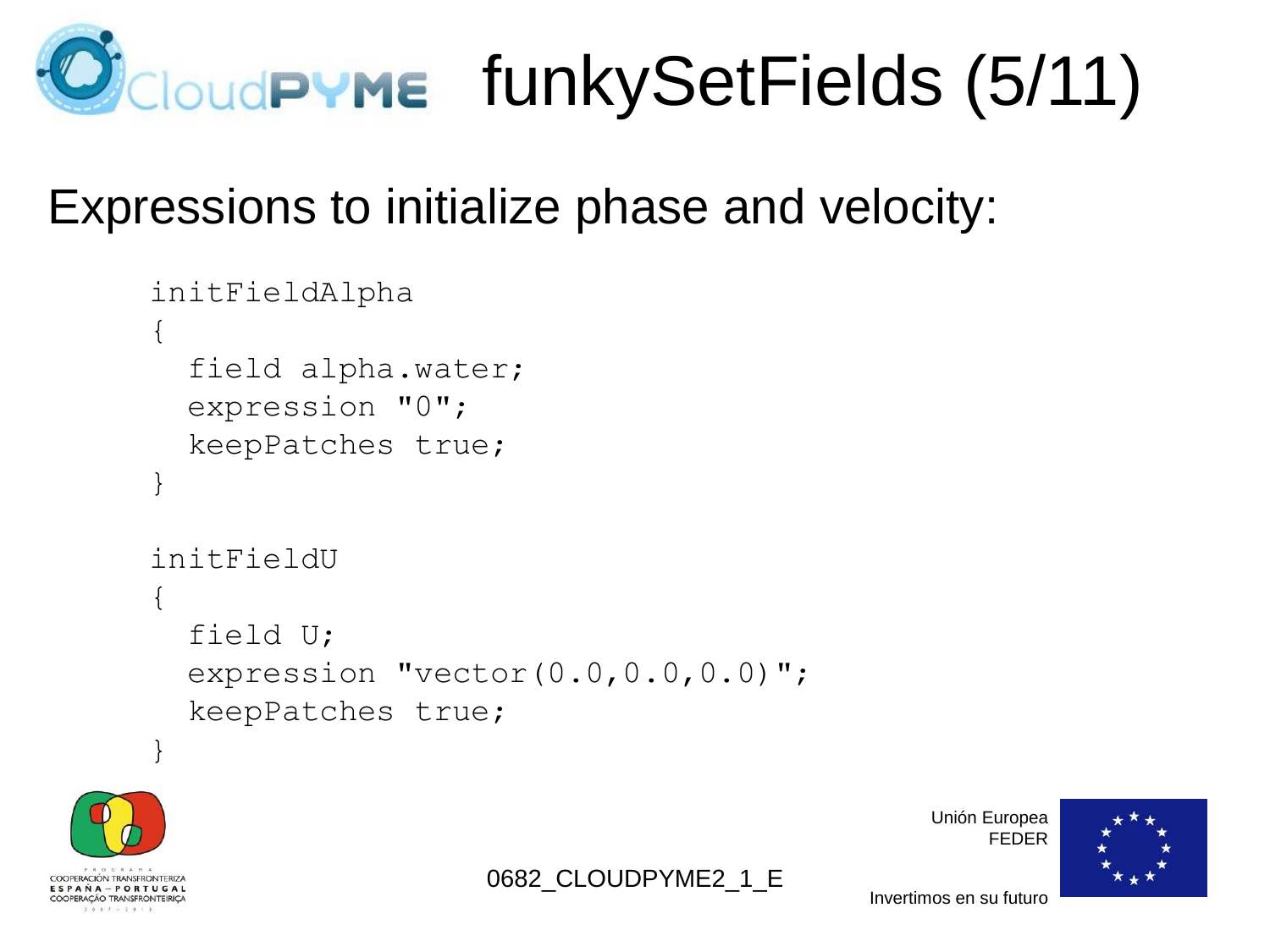# funkySetFields (5/11)

Expressions to initialize phase and velocity:

```
initFieldAlpha
{
  field alpha.water;
  expression "0";
  keepPatches true;
}

initFieldU
{
  field U;
  expression "vector(0.0,0.0,0.0)";
  keepPatches true;
}
```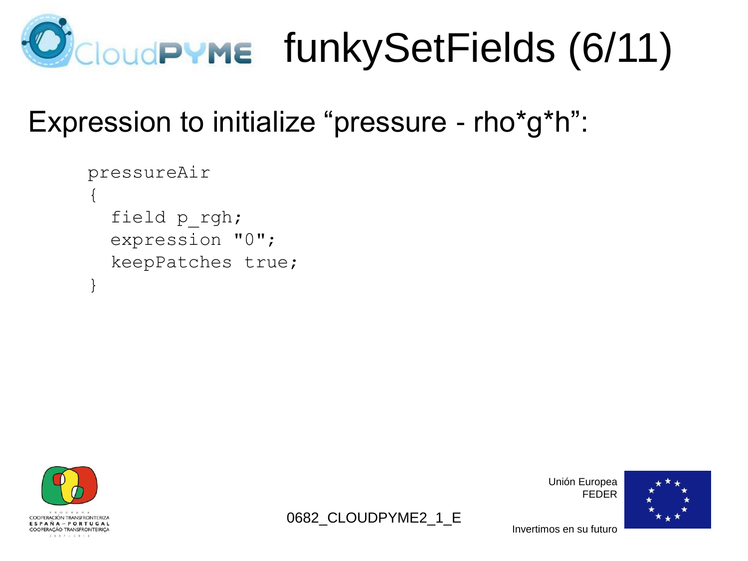# funkySetFields (6/11)

Expression to initialize “pressure - rho*g*h”:

```
pressureAir
{
  field p_rgh;
  expression "0";
  keepPatches true;
}
```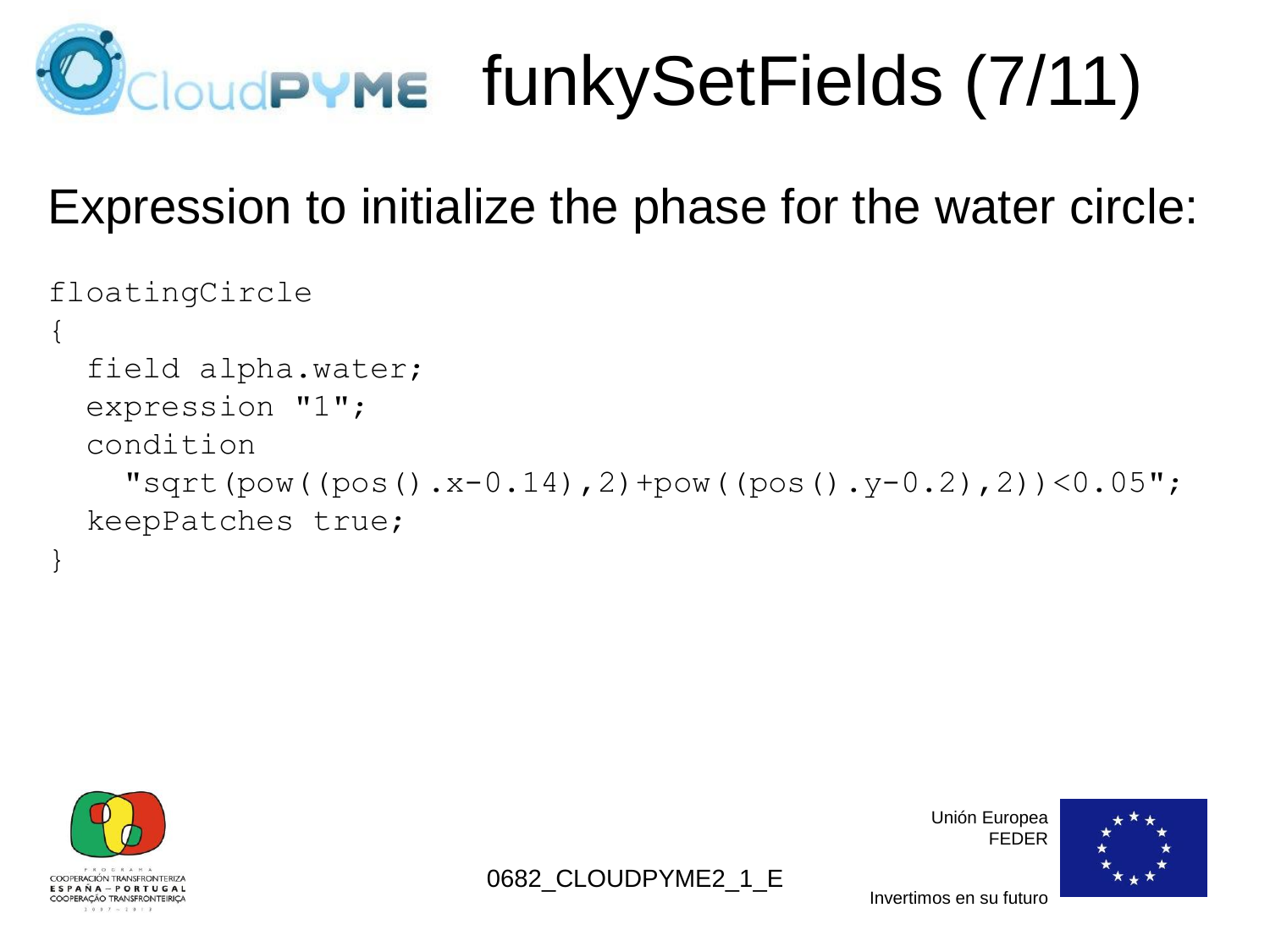# funkySetFields (7/11)

Expression to initialize the phase for the water circle:

```
floatingCircle
{
  field alpha.water;
  expression "1";
  condition
    "sqrt(pow((pos().x-0.14),2)+pow((pos().y-0.2),2))<0.05";
  keepPatches true;
}
```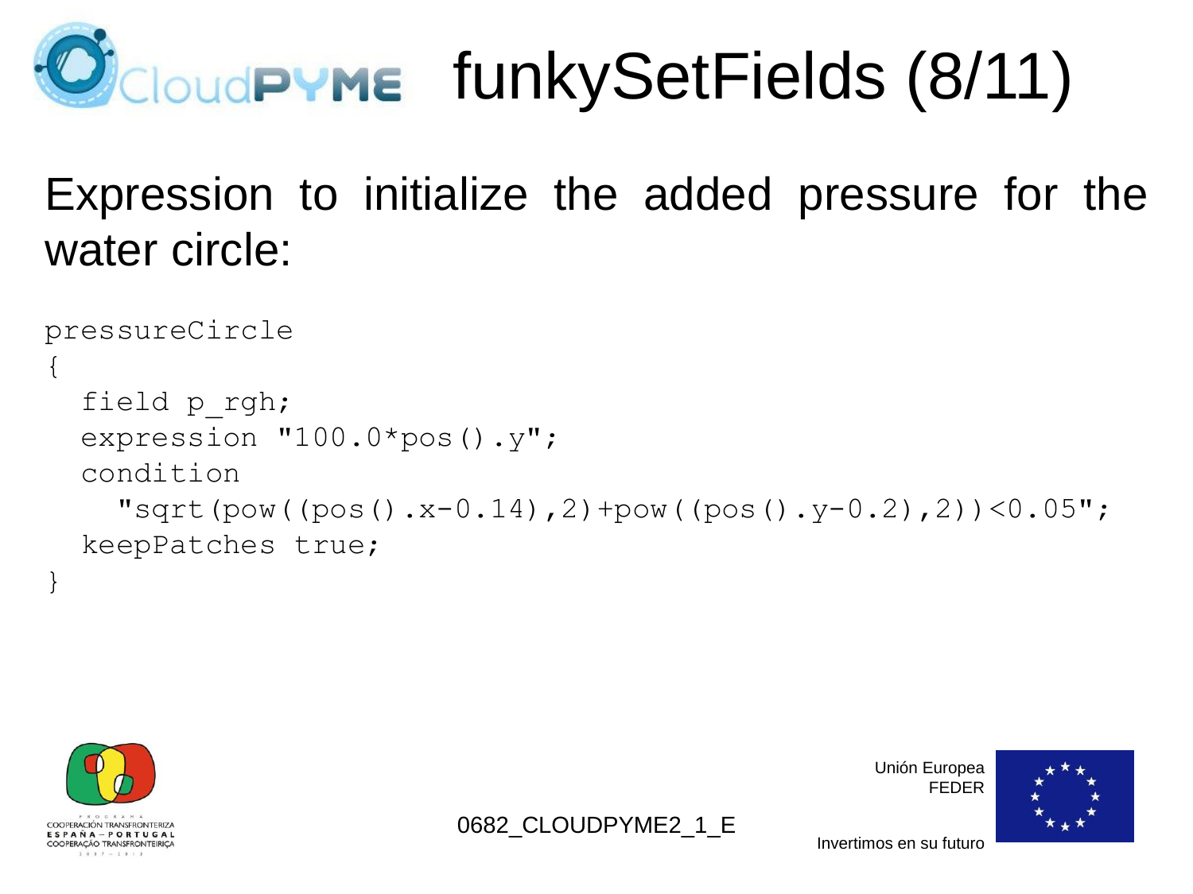# funkySetFields (8/11)

Expression to initialize the added pressure for the water circle:

```
pressureCircle
{
  field p_rgh;
  expression "100.0*pos().y";
  condition
    "sqrt(pow((pos().x-0.14),2)+pow((pos().y-0.2),2))<0.05";
  keepPatches true;
}
```

0682_CLOUDPYME2_1_E

Unión Europea
FEDER

Invertimos en su futuro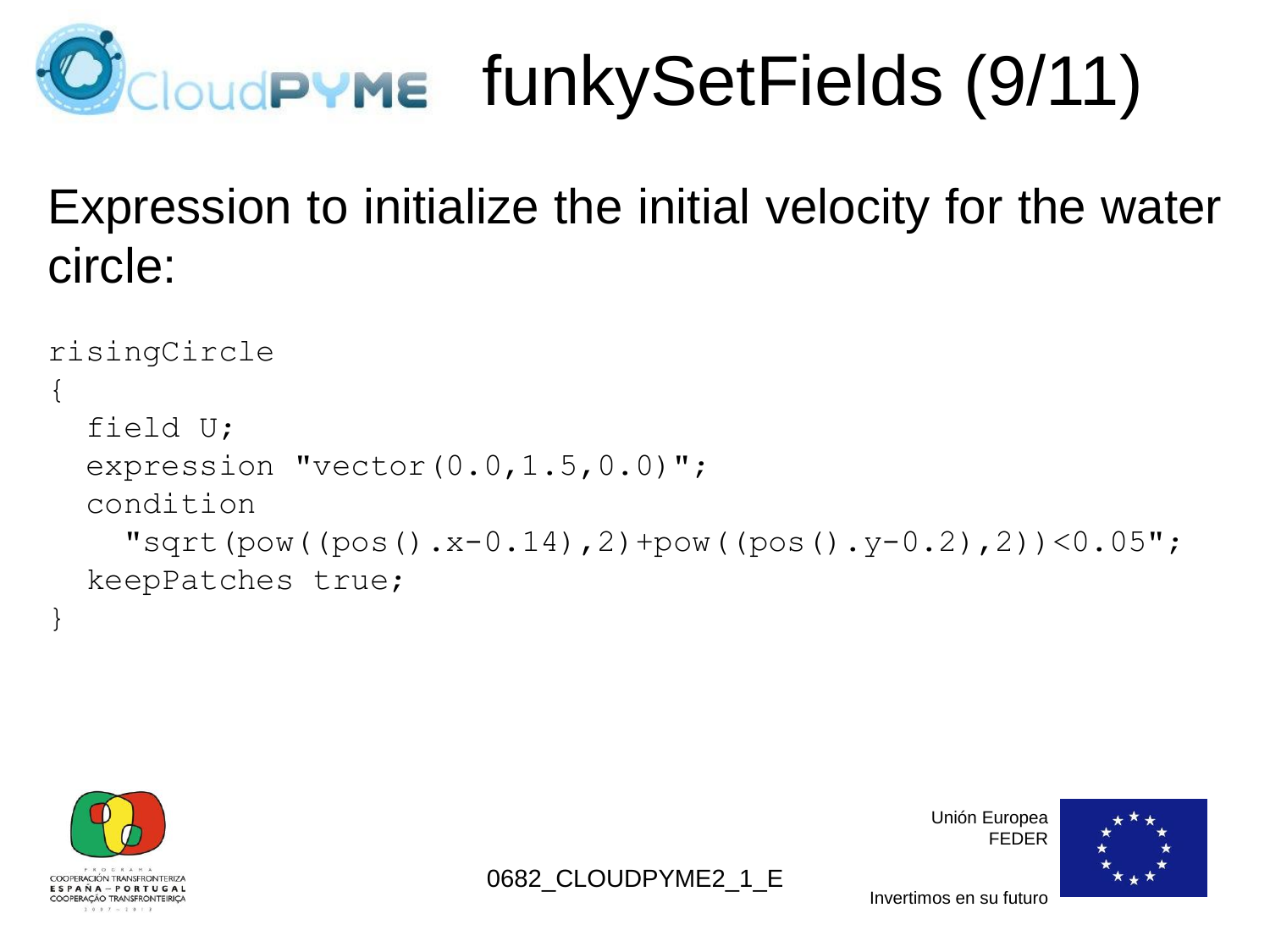# funkySetFields (9/11)

Expression to initialize the initial velocity for the water circle:

```
risingCircle
{
  field U;
  expression "vector(0.0,1.5,0.0)";
  condition
    "sqrt(pow((pos().x-0.14),2)+pow((pos().y-0.2),2))<0.05";
  keepPatches true;
}
```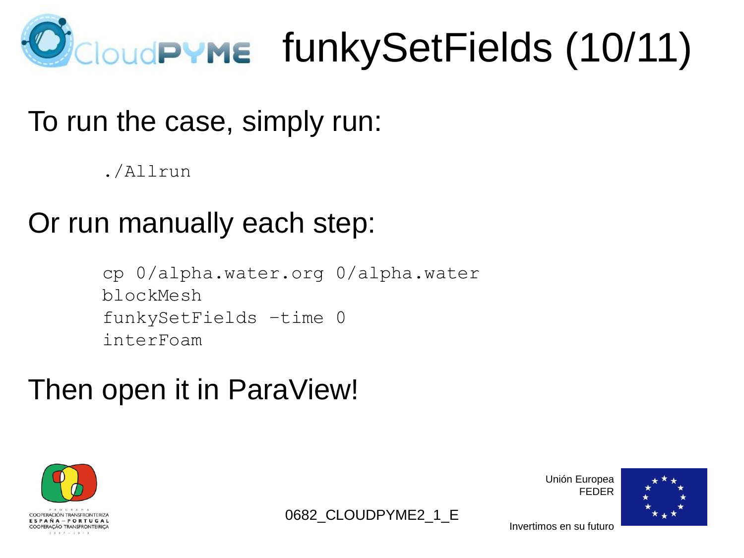# funkySetFields (10/11)

To run the case, simply run:

```
./Allrun
```

Or run manually each step:

```
cp 0/alpha.water.org 0/alpha.water
blockMesh
funkySetFields -time 0
interFoam
```

Then open it in ParaView!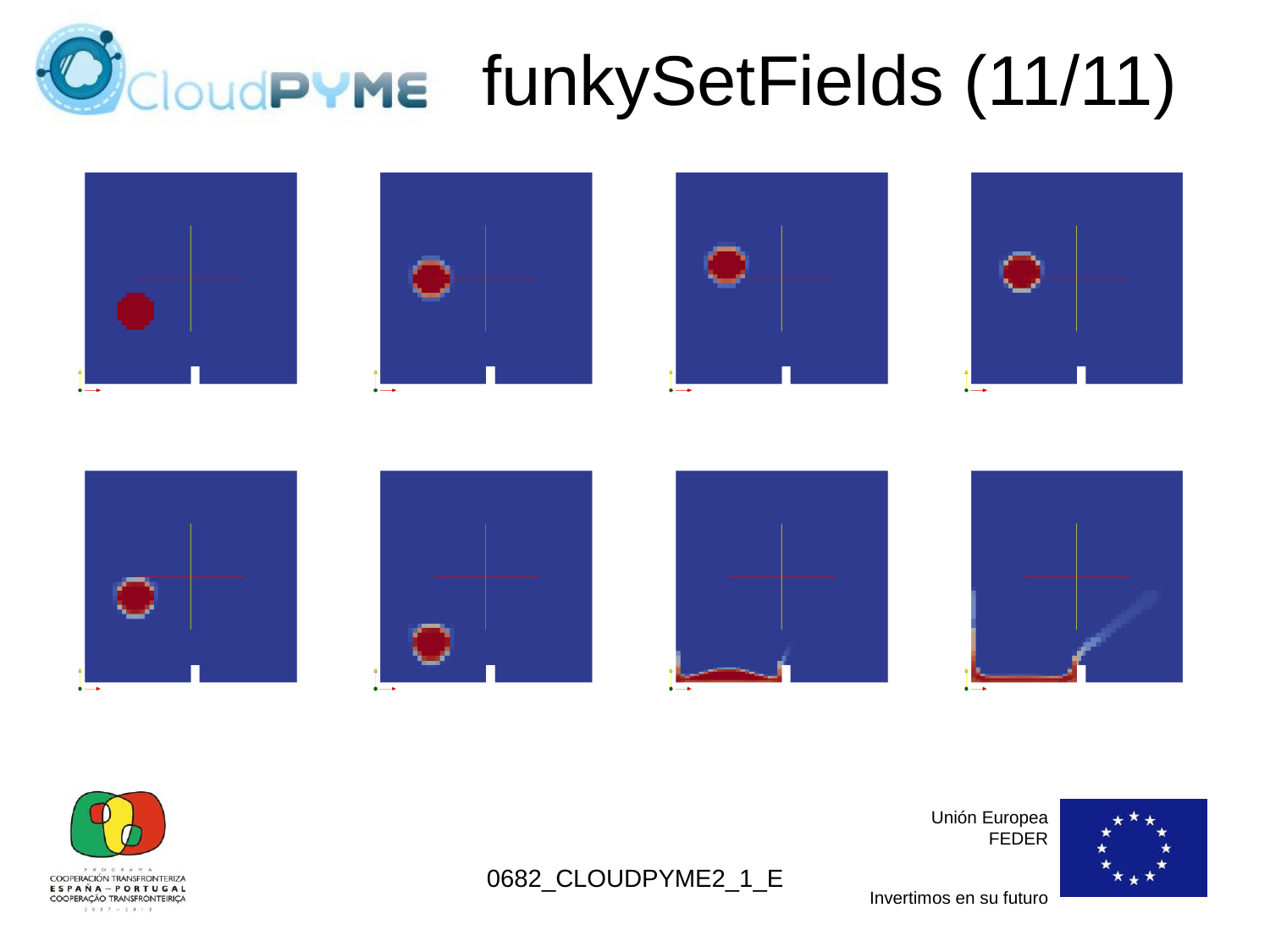# funkySetFields (11/11)

0682_CLOUDPYME2_1_E

Unión Europea
FEDER

Invertimos en su futuro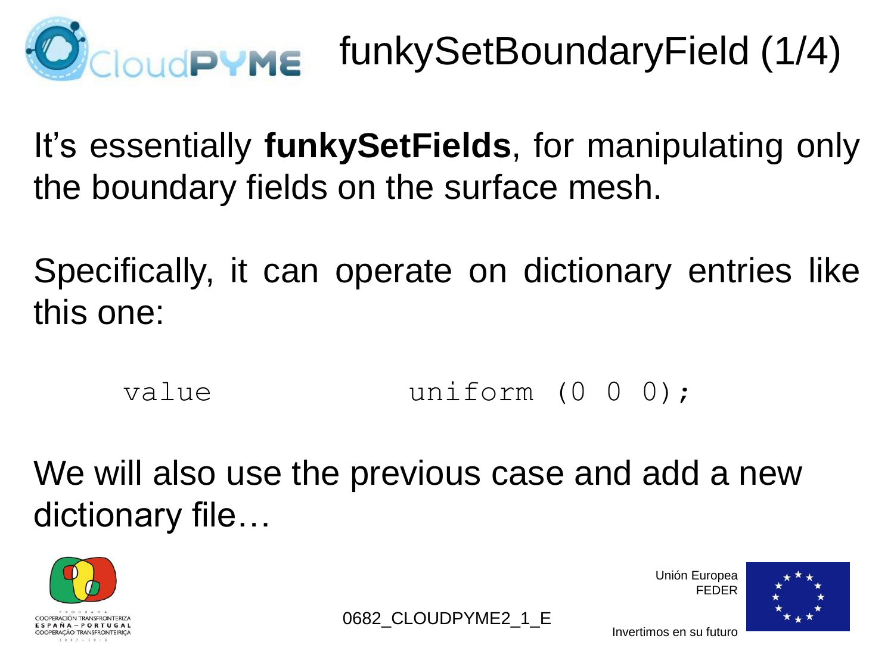# funkySetBoundaryField (1/4)

It's essentially **funkySetFields**, for manipulating only the boundary fields on the surface mesh.

Specifically, it can operate on dictionary entries like this one:

```
value               uniform (0 0 0);
```

We will also use the previous case and add a new dictionary file…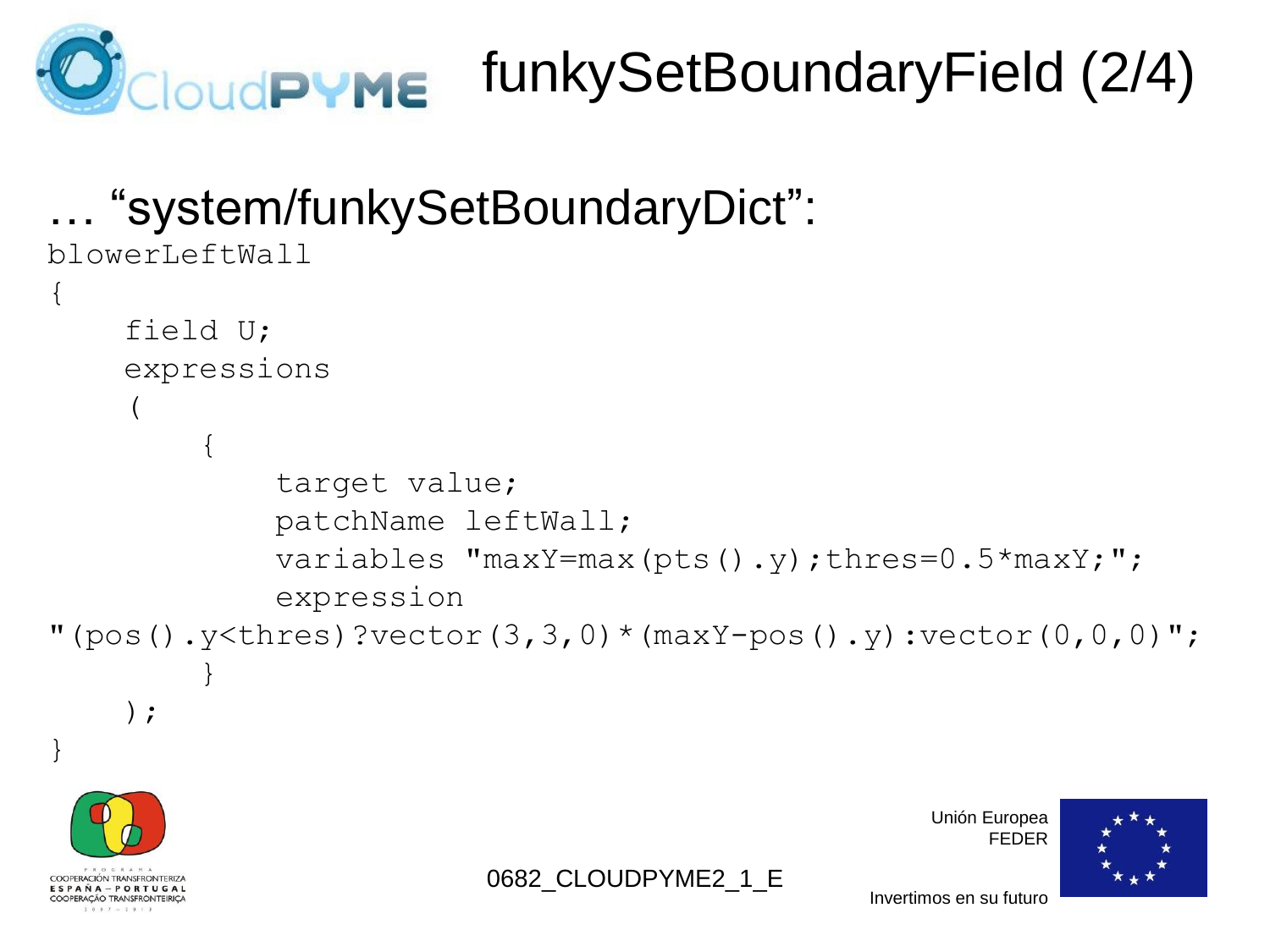# funkySetBoundaryField (2/4)

… “system/funkySetBoundaryDict”:

```
blowerLeftWall
{
    field U;
    expressions
    (
        {
            target value;
            patchName leftWall;
            variables "maxY=max(pts().y);thres=0.5*maxY;";
            expression
"(pos().y<thres)?vector(3,3,0)*(maxY-pos().y):vector(0,0,0)";
        }
    );
}
```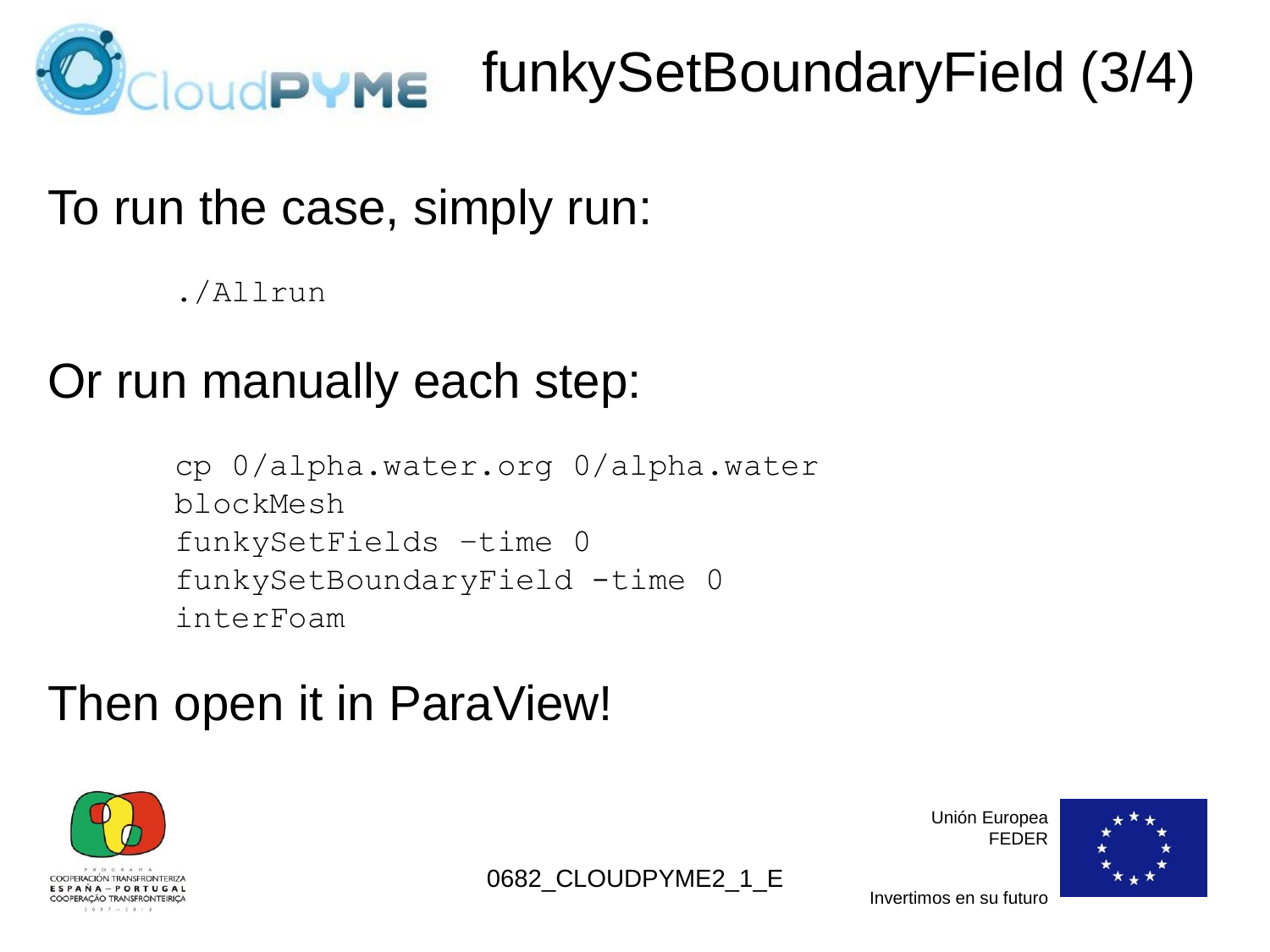# funkySetBoundaryField (3/4)

To run the case, simply run:

```
./Allrun
```

Or run manually each step:

```
cp 0/alpha.water.org 0/alpha.water
blockMesh
funkySetFields -time 0
funkySetBoundaryField -time 0
interFoam
```

Then open it in ParaView!

0682_CLOUDPYME2_1_E

Unión Europea
FEDER

Invertimos en su futuro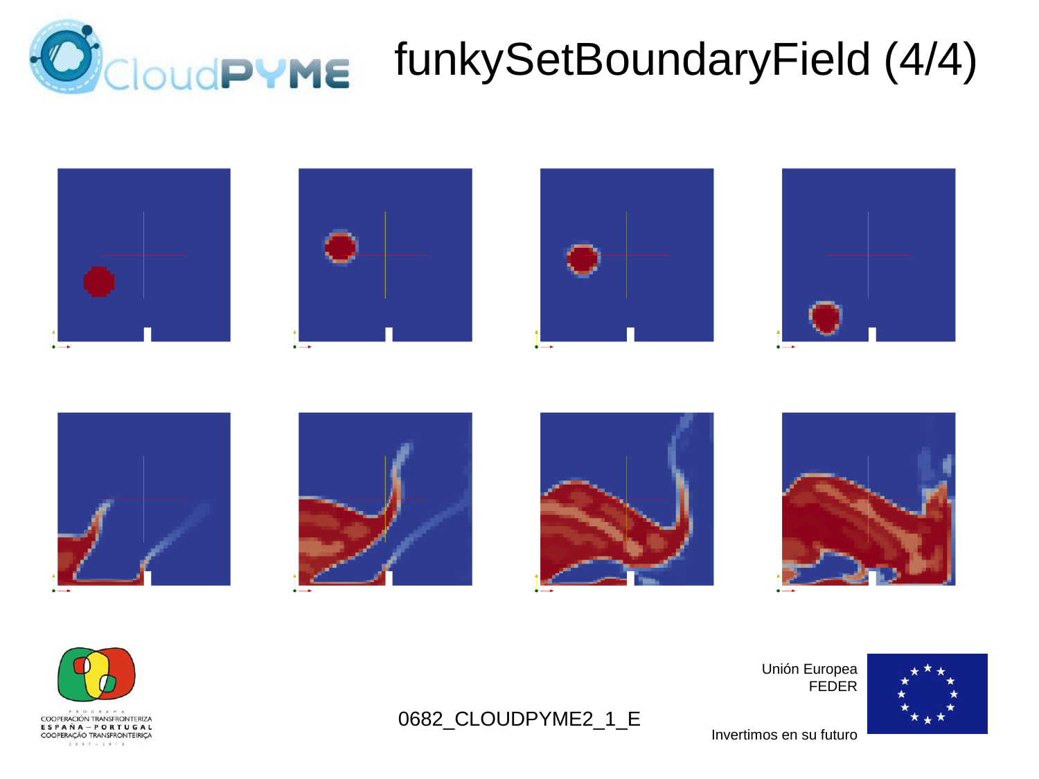# funkySetBoundaryField (4/4)

0682_CLOUDPYME2_1_E

Unión Europea
FEDER

Invertimos en su futuro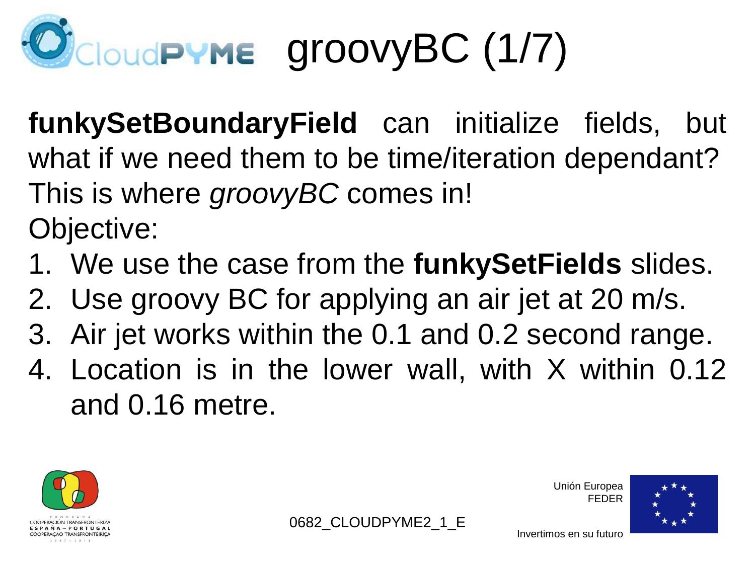# groovyBC (1/7)

**funkySetBoundaryField** can initialize fields, but what if we need them to be time/iteration dependant? This is where *groovyBC* comes in!

Objective:

1. We use the case from the **funkySetFields** slides.
2. Use groovy BC for applying an air jet at 20 m/s.
3. Air jet works within the 0.1 and 0.2 second range.
4. Location is in the lower wall, with X within 0.12 and 0.16 metre.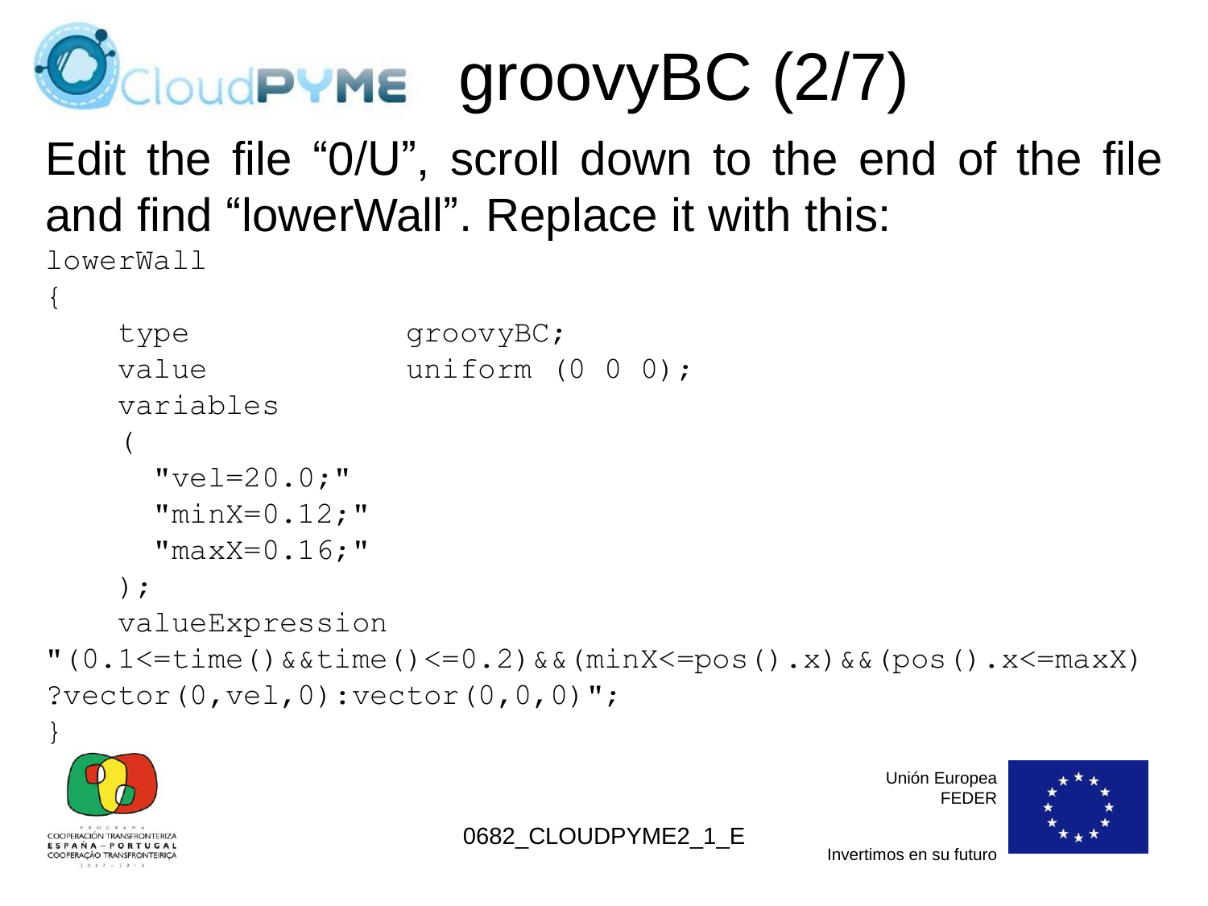# groovyBC (2/7)

Edit the file “0/U”, scroll down to the end of the file and find “lowerWall”. Replace it with this:

```
lowerWall
{
    type            groovyBC;
    value           uniform (0 0 0);
    variables
    (
      "vel=20.0;"
      "minX=0.12;"
      "maxX=0.16;"
    );
    valueExpression
"(0.1<=time()&&time()<=0.2)&&(minX<=pos().x)&&(pos().x<=maxX)
?vector(0,vel,0):vector(0,0,0)";
}
```

0682_CLOUDPYME2_1_E

Unión Europea
FEDER

Invertimos en su futuro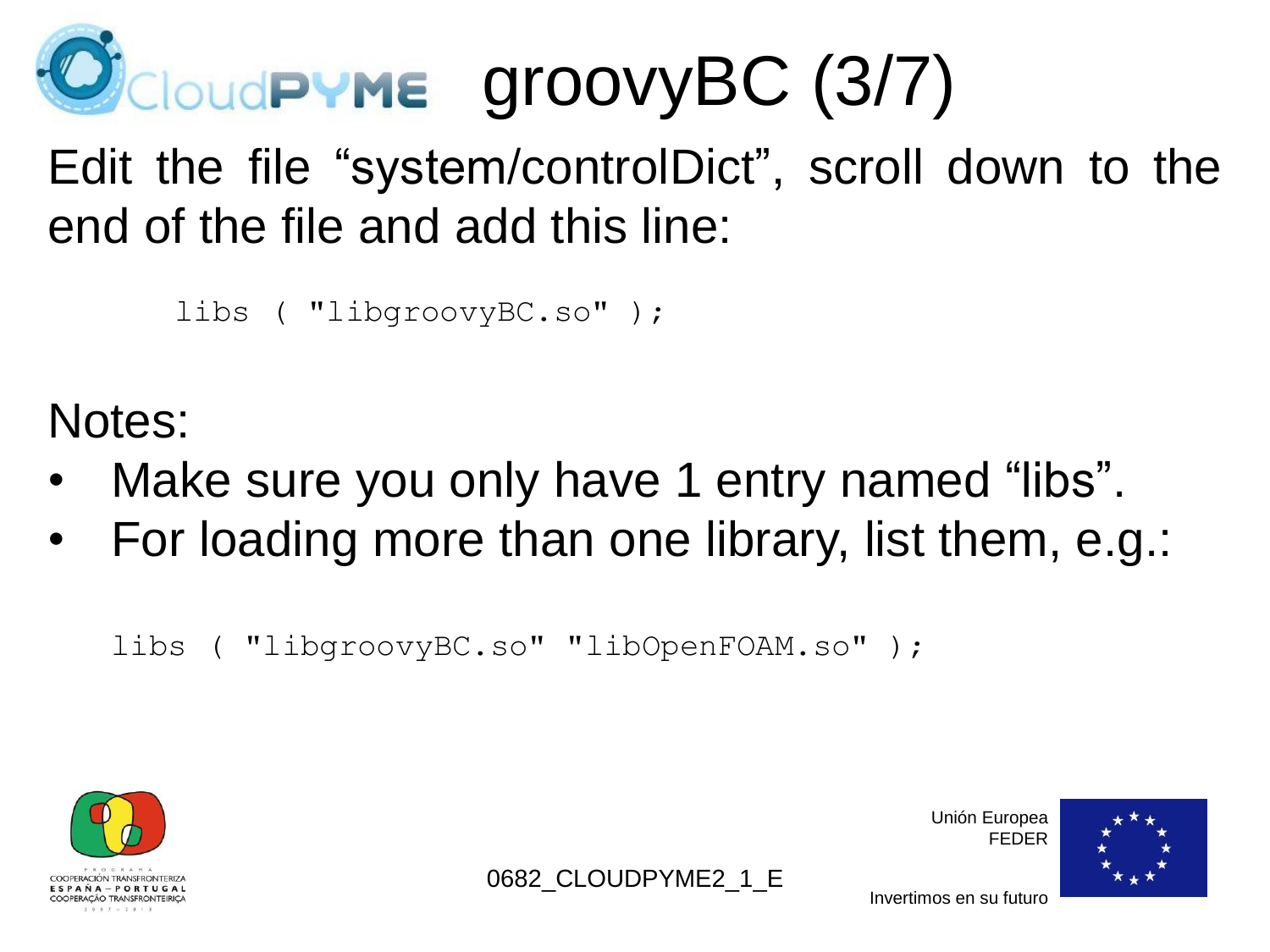# groovyBC (3/7)

Edit the file "system/controlDict", scroll down to the end of the file and add this line:

```
libs ( "libgroovyBC.so" );
```

Notes:

- Make sure you only have 1 entry named "libs".
- For loading more than one library, list them, e.g.:

```
libs ( "libgroovyBC.so" "libOpenFOAM.so" );
```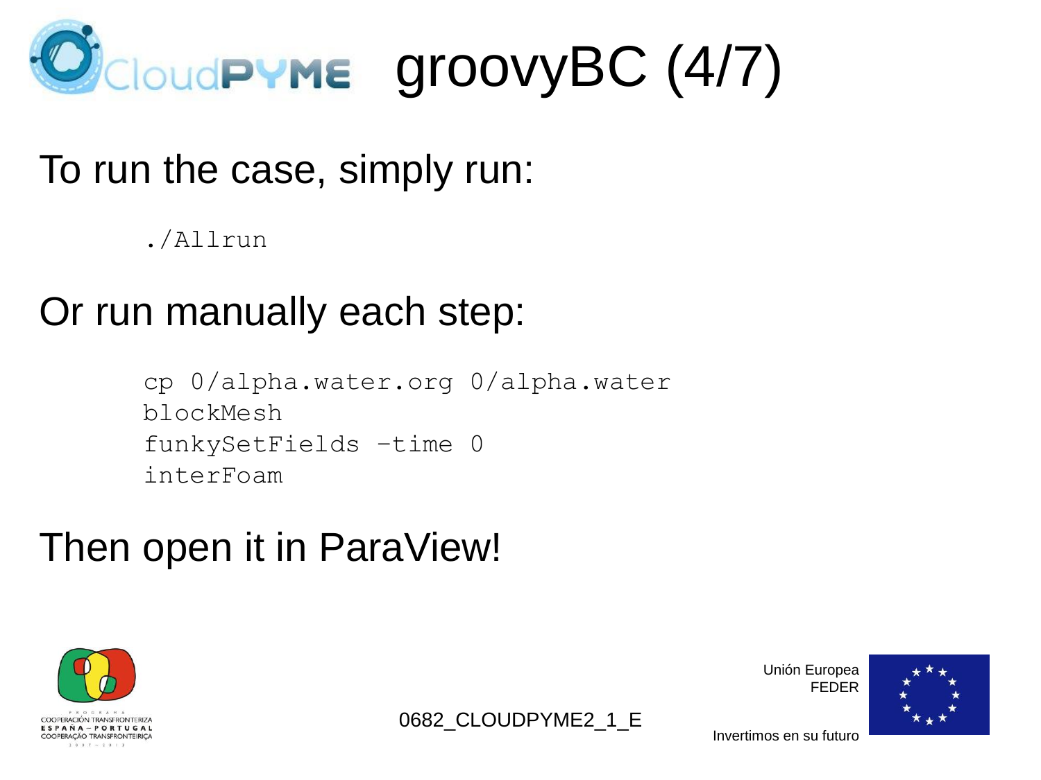# groovyBC (4/7)

To run the case, simply run:

```
./Allrun
```

Or run manually each step:

```
cp 0/alpha.water.org 0/alpha.water
blockMesh
funkySetFields -time 0
interFoam
```

Then open it in ParaView!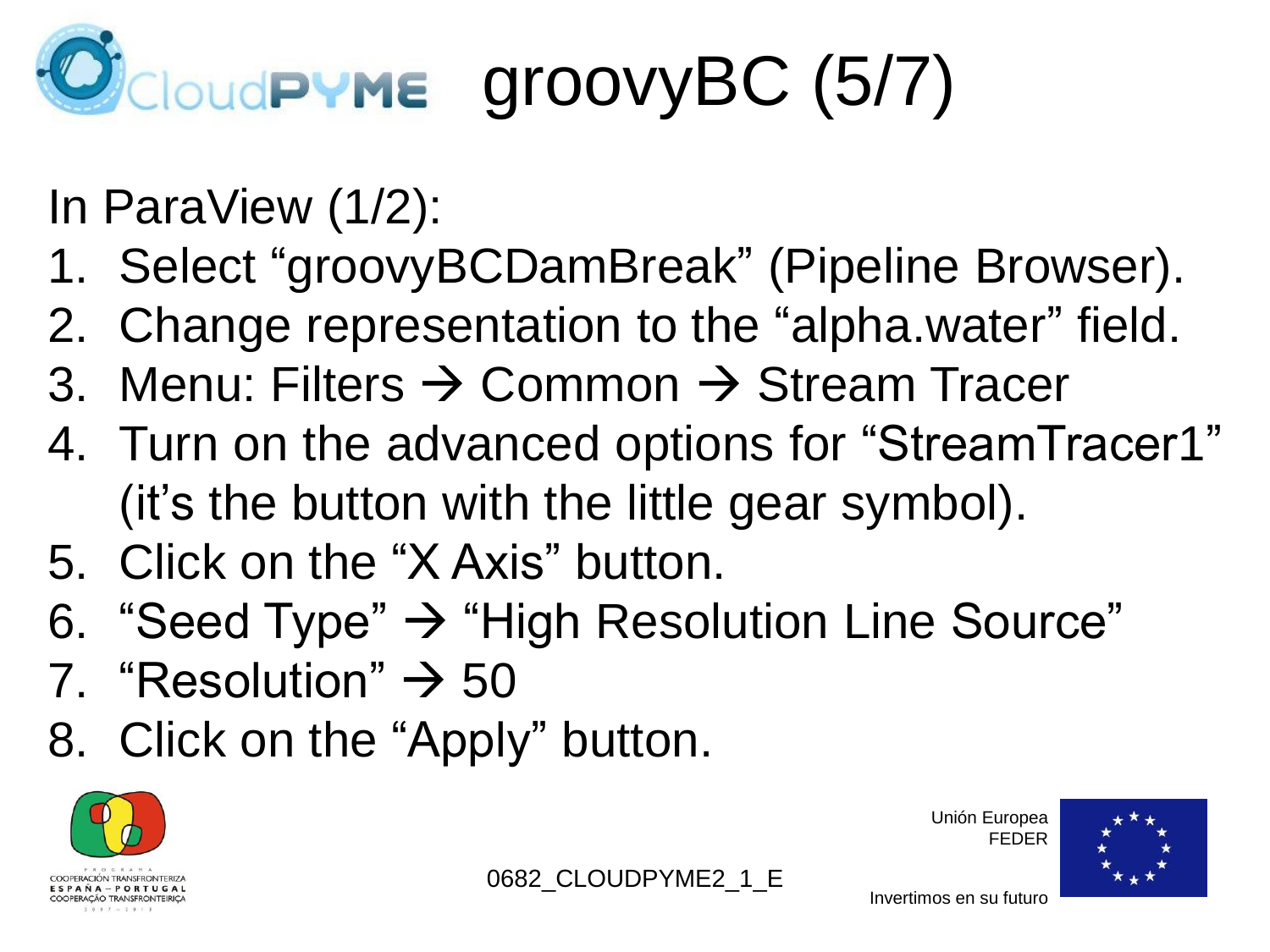# groovyBC (5/7)

In ParaView (1/2):

1. Select “groovyBCDamBreak” (Pipeline Browser).
2. Change representation to the “alpha.water” field.
3. Menu: Filters → Common → Stream Tracer
4. Turn on the advanced options for “StreamTracer1” (it’s the button with the little gear symbol).
5. Click on the “X Axis” button.
6. “Seed Type” → “High Resolution Line Source”
7. “Resolution” → 50
8. Click on the “Apply” button.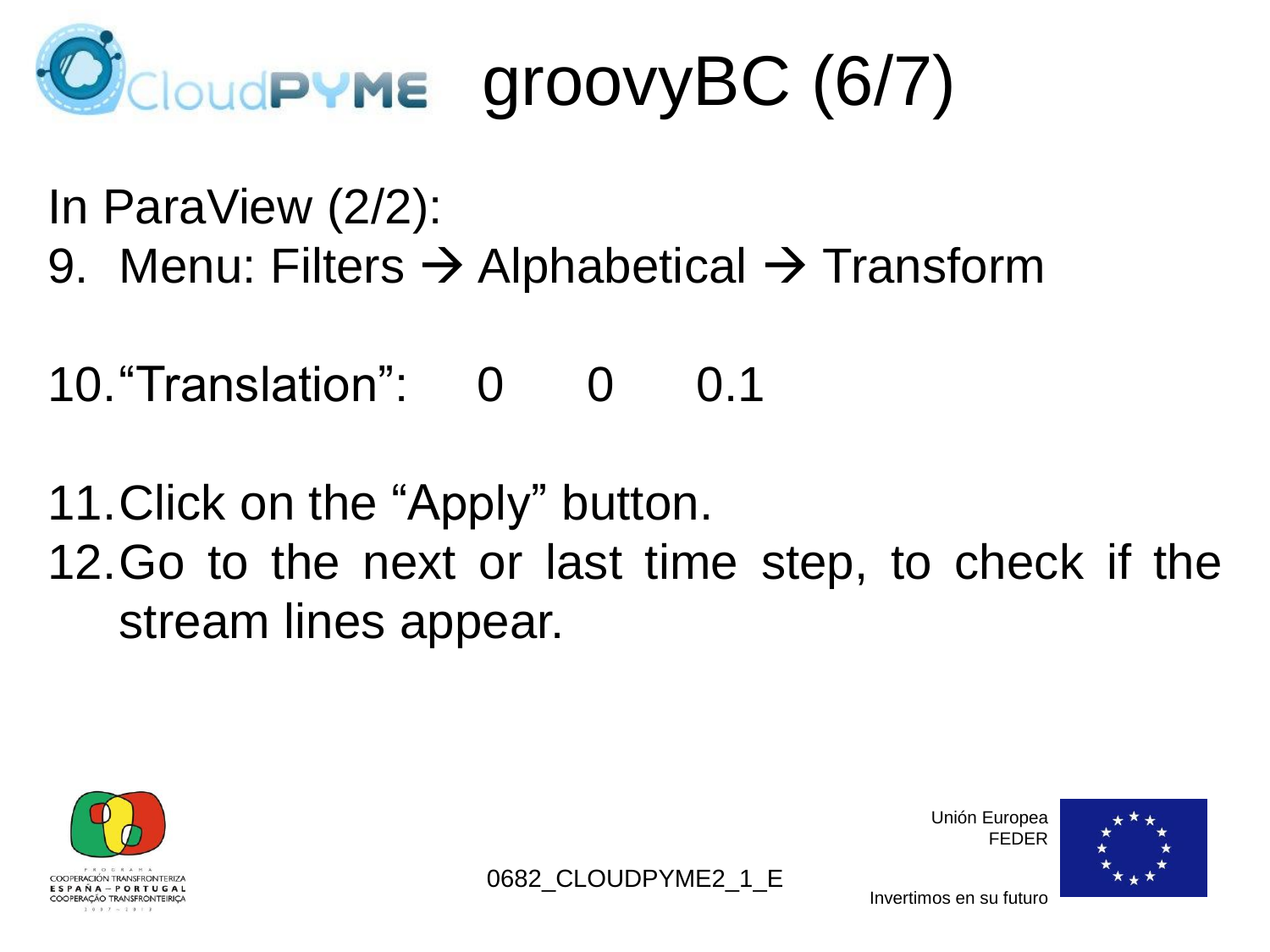# groovyBC (6/7)

In ParaView (2/2):

9. Menu: Filters → Alphabetical → Transform
10. “Translation”: 0 0 0.1
11. Click on the “Apply” button.
12. Go to the next or last time step, to check if the stream lines appear.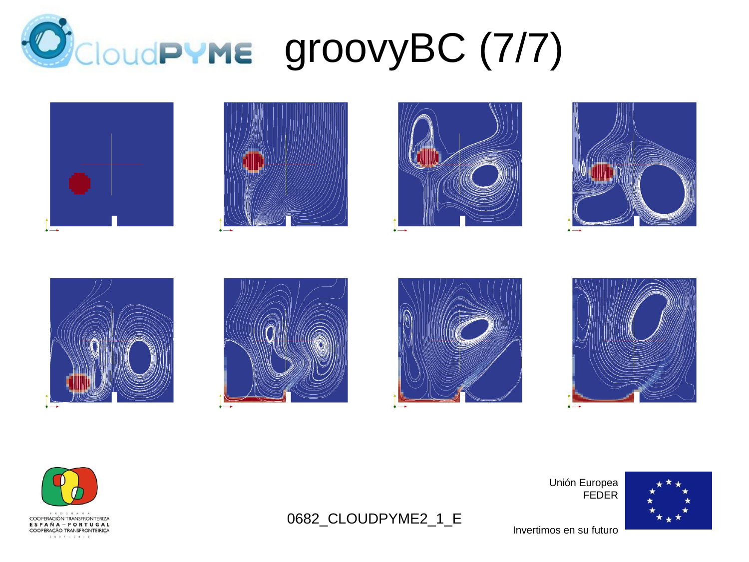# groovyBC (7/7)

0682_CLOUDPYME2_1_E

Unión Europea
FEDER

Invertimos en su futuro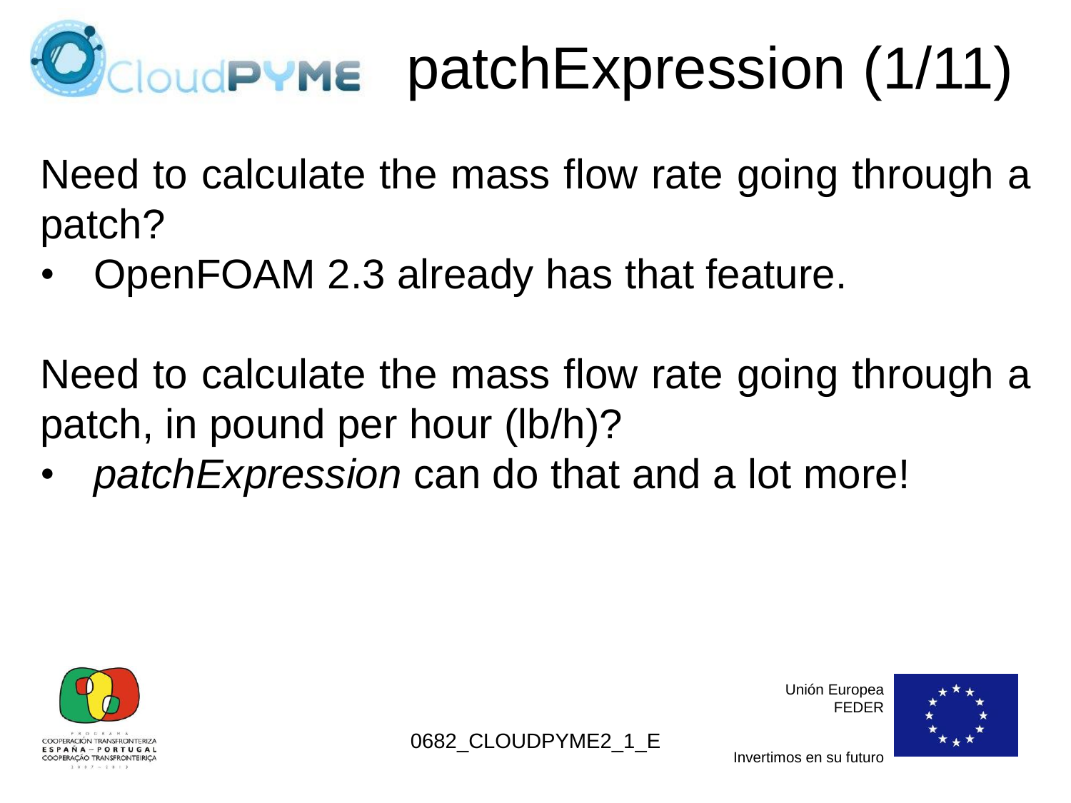# patchExpression (1/11)

Need to calculate the mass flow rate going through a patch?

- OpenFOAM 2.3 already has that feature.

Need to calculate the mass flow rate going through a patch, in pound per hour (lb/h)?

- *patchExpression* can do that and a lot more!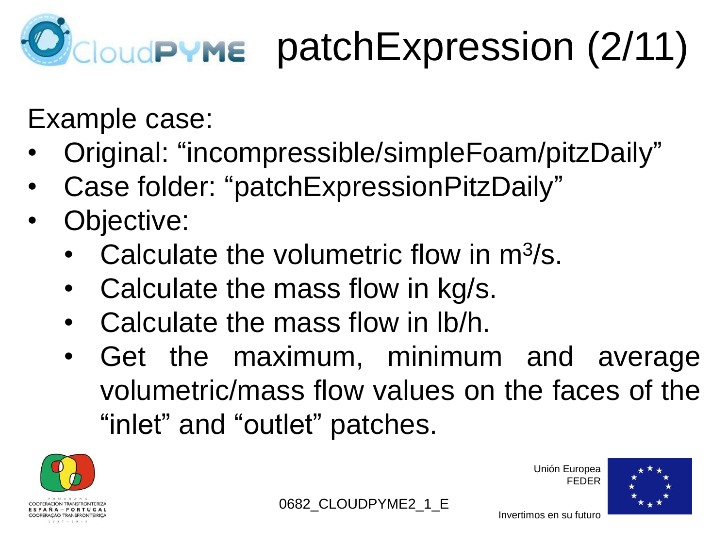# patchExpression (2/11)

Example case:

- Original: “incompressible/simpleFoam/pitzDaily”
- Case folder: “patchExpressionPitzDaily”
- Objective:
  - Calculate the volumetric flow in $m^3/s$.
  - Calculate the mass flow in kg/s.
  - Calculate the mass flow in lb/h.
  - Get the maximum, minimum and average volumetric/mass flow values on the faces of the “inlet” and “outlet” patches.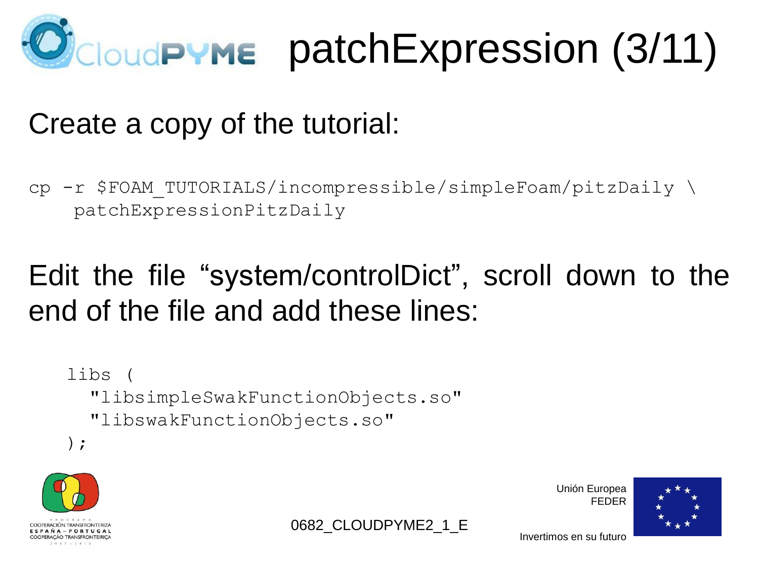# patchExpression (3/11)

Create a copy of the tutorial:

```
cp -r $FOAM_TUTORIALS/incompressible/simpleFoam/pitzDaily \
    patchExpressionPitzDaily
```

Edit the file “system/controlDict”, scroll down to the end of the file and add these lines:

```
libs (
  "libsimpleSwakFunctionObjects.so"
  "libswakFunctionObjects.so"
);
```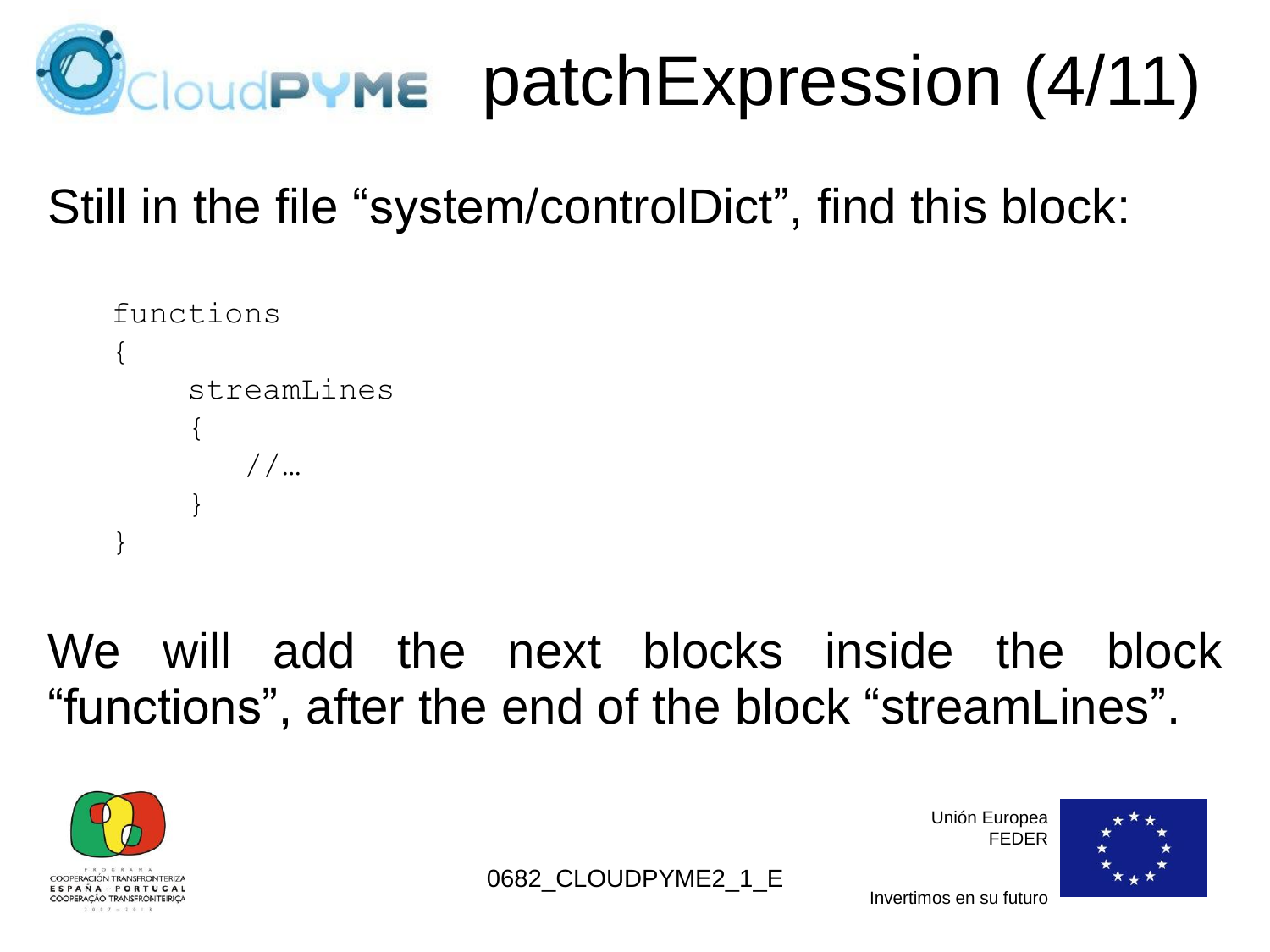# patchExpression (4/11)

Still in the file “system/controlDict”, find this block:

```
functions
{
    streamLines
    {
        //…
    }
}
```

We will add the next blocks inside the block “functions”, after the end of the block “streamLines”.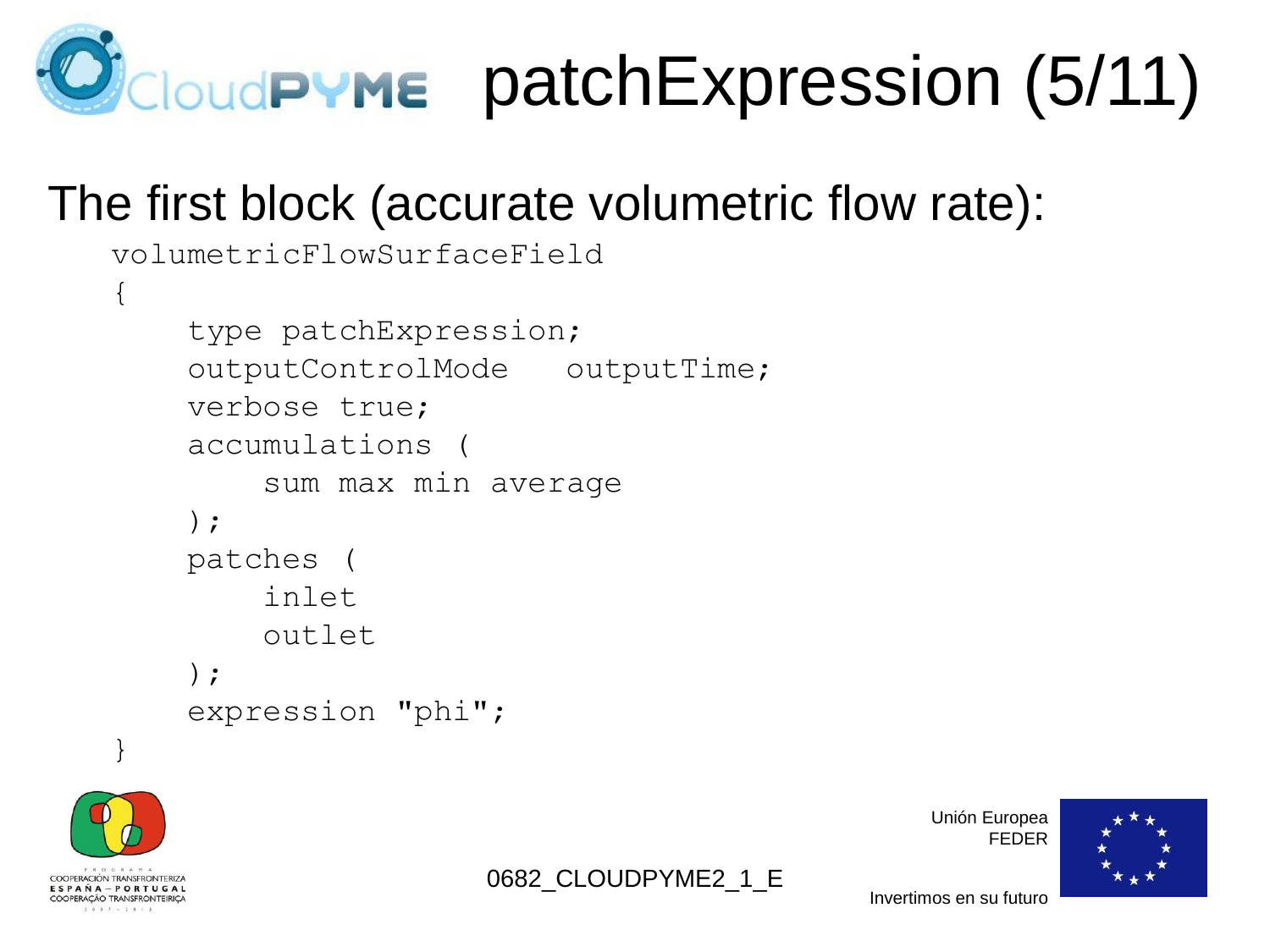# patchExpression (5/11)

The first block (accurate volumetric flow rate):

```
volumetricFlowSurfaceField
{
    type patchExpression;
    outputControlMode   outputTime;
    verbose true;
    accumulations (
        sum max min average
    );
    patches (
        inlet
        outlet
    );
    expression "phi";
}
```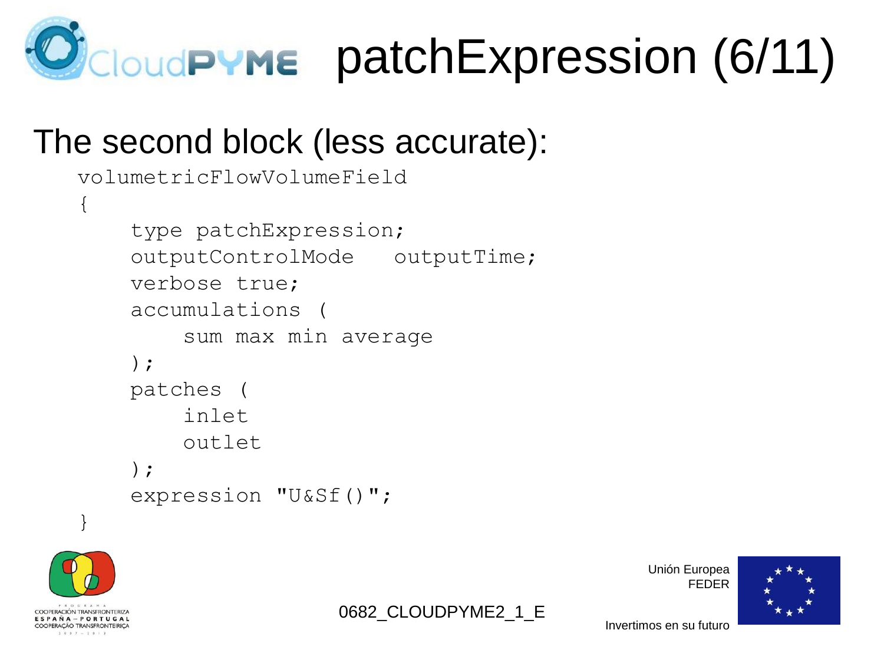# patchExpression (6/11)

The second block (less accurate):

```
volumetricFlowVolumeField
{
    type patchExpression;
    outputControlMode   outputTime;
    verbose true;
    accumulations (
        sum max min average
    );
    patches (
        inlet
        outlet
    );
    expression "U&Sf()";
}
```

0682_CLOUDPYME2_1_E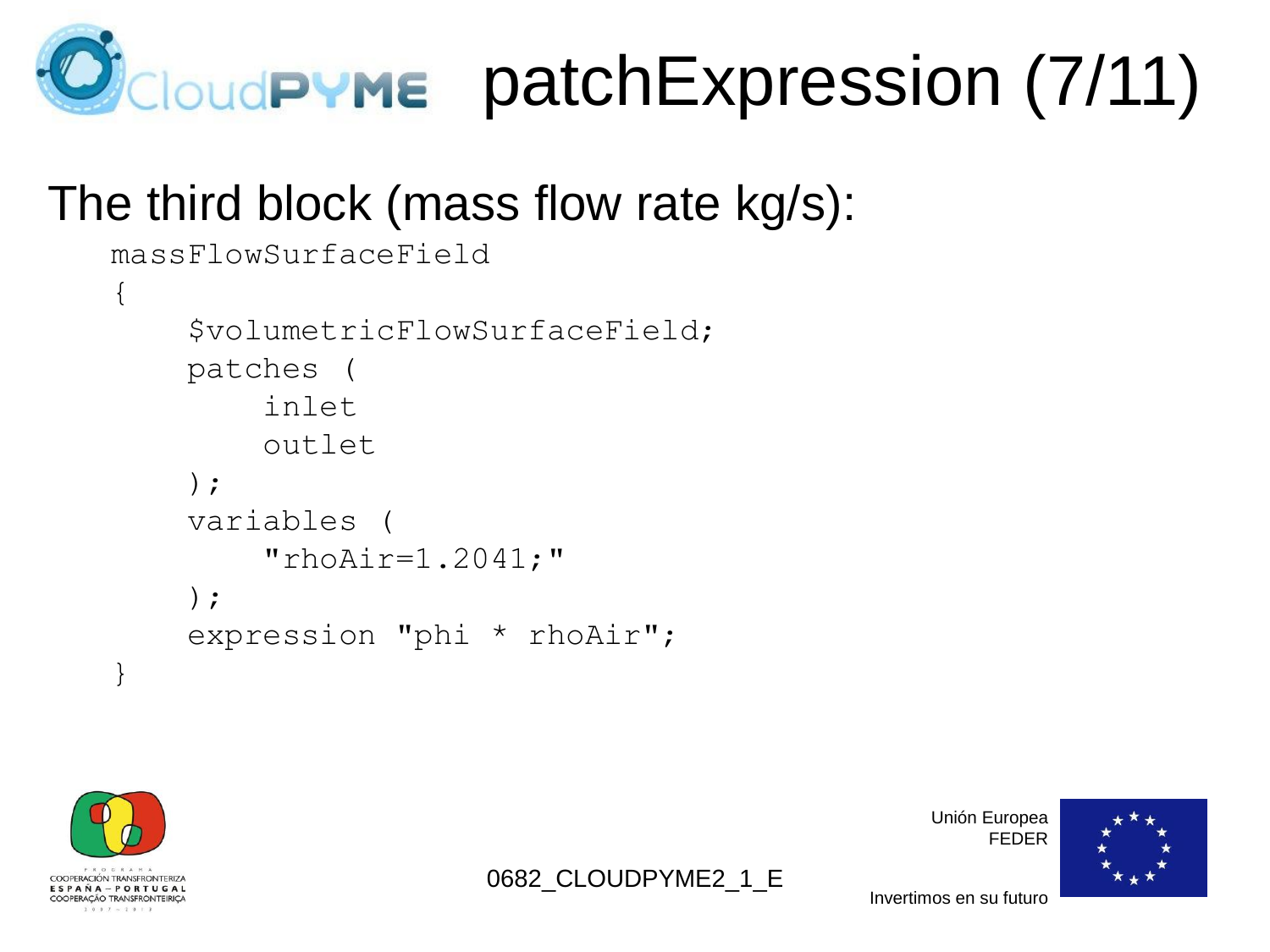# patchExpression (7/11)

## The third block (mass flow rate kg/s):

```
massFlowSurfaceField
{
    $volumetricFlowSurfaceField;
    patches (
        inlet
        outlet
    );
    variables (
        "rhoAir=1.2041;"
    );
    expression "phi * rhoAir";
}
```

0682_CLOUDPYME2_1_E

Unión Europea
FEDER

Invertimos en su futuro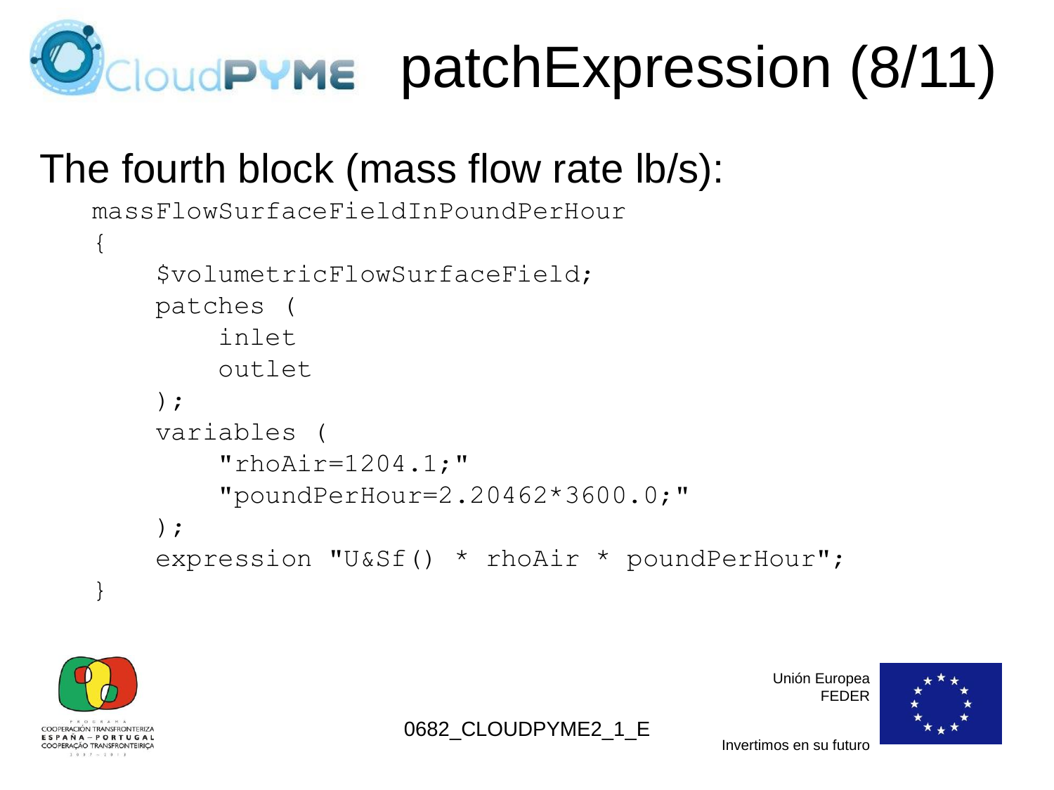# patchExpression (8/11)

The fourth block (mass flow rate lb/s):

```
massFlowSurfaceFieldInPoundPerHour
{
    $volumetricFlowSurfaceField;
    patches (
        inlet
        outlet
    );
    variables (
        "rhoAir=1204.1;"
        "poundPerHour=2.20462*3600.0;"
    );
    expression "U&Sf() * rhoAir * poundPerHour";
}
```

0682_CLOUDPYME2_1_E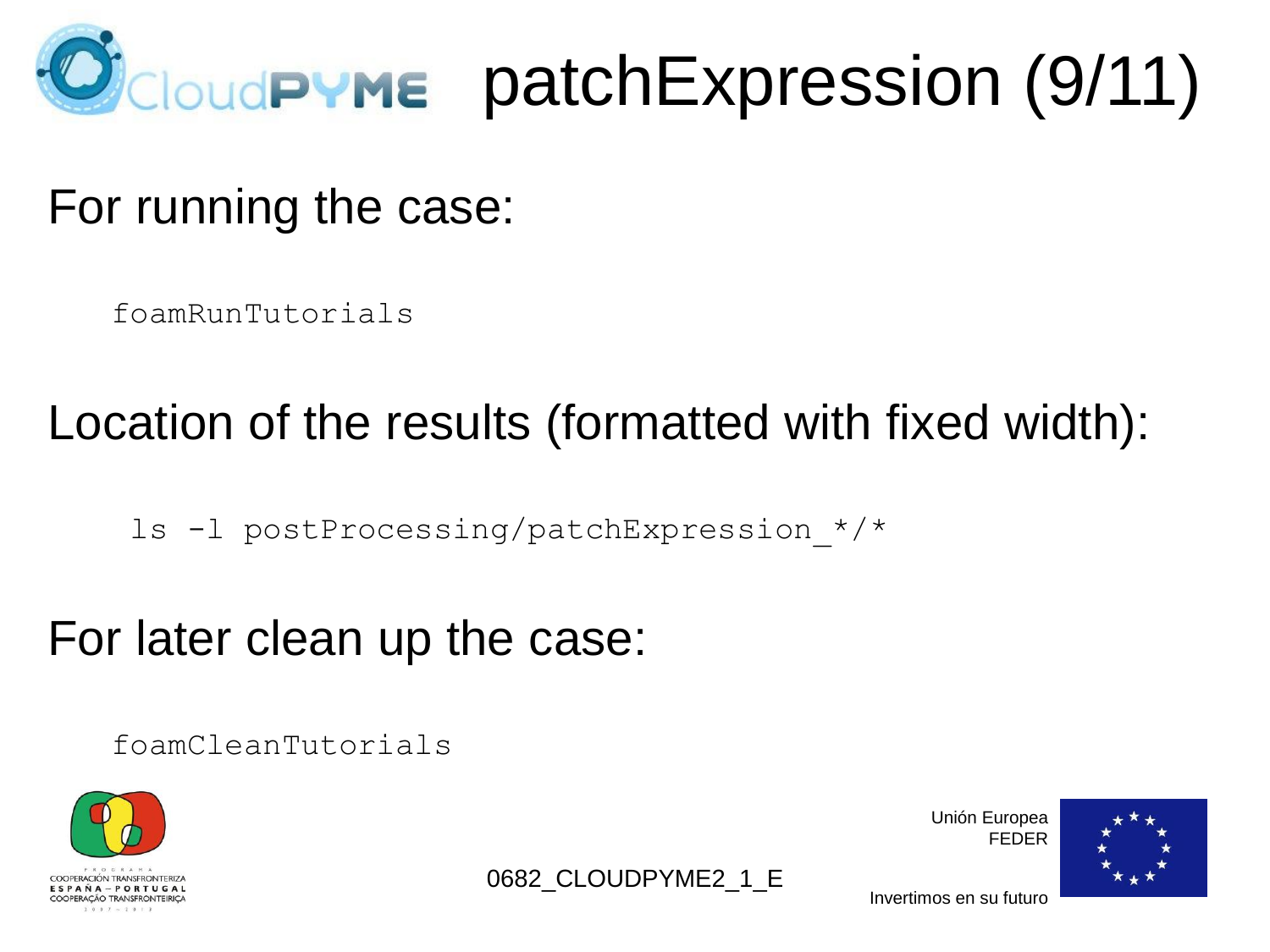# patchExpression (9/11)

For running the case:

```
foamRunTutorials
```

Location of the results (formatted with fixed width):

```
ls -l postProcessing/patchExpression_*/*
```

For later clean up the case:

```
foamCleanTutorials
```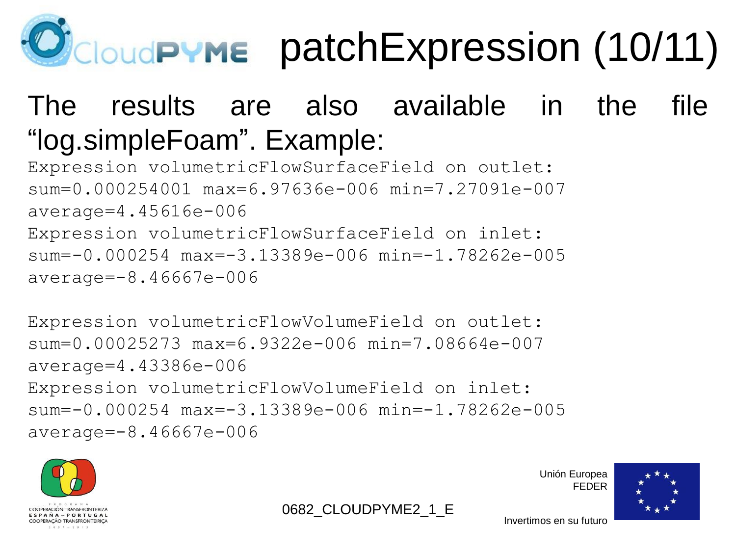# patchExpression (10/11)

The results are also available in the file “log.simpleFoam”. Example:

```
Expression volumetricFlowSurfaceField on outlet:
sum=0.000254001 max=6.97636e-006 min=7.27091e-007
average=4.45616e-006
Expression volumetricFlowSurfaceField on inlet:
sum=-0.000254 max=-3.13389e-006 min=-1.78262e-005
average=-8.46667e-006

Expression volumetricFlowVolumeField on outlet:
sum=0.00025273 max=6.9322e-006 min=7.08664e-007
average=4.43386e-006
Expression volumetricFlowVolumeField on inlet:
sum=-0.000254 max=-3.13389e-006 min=-1.78262e-005
average=-8.46667e-006
```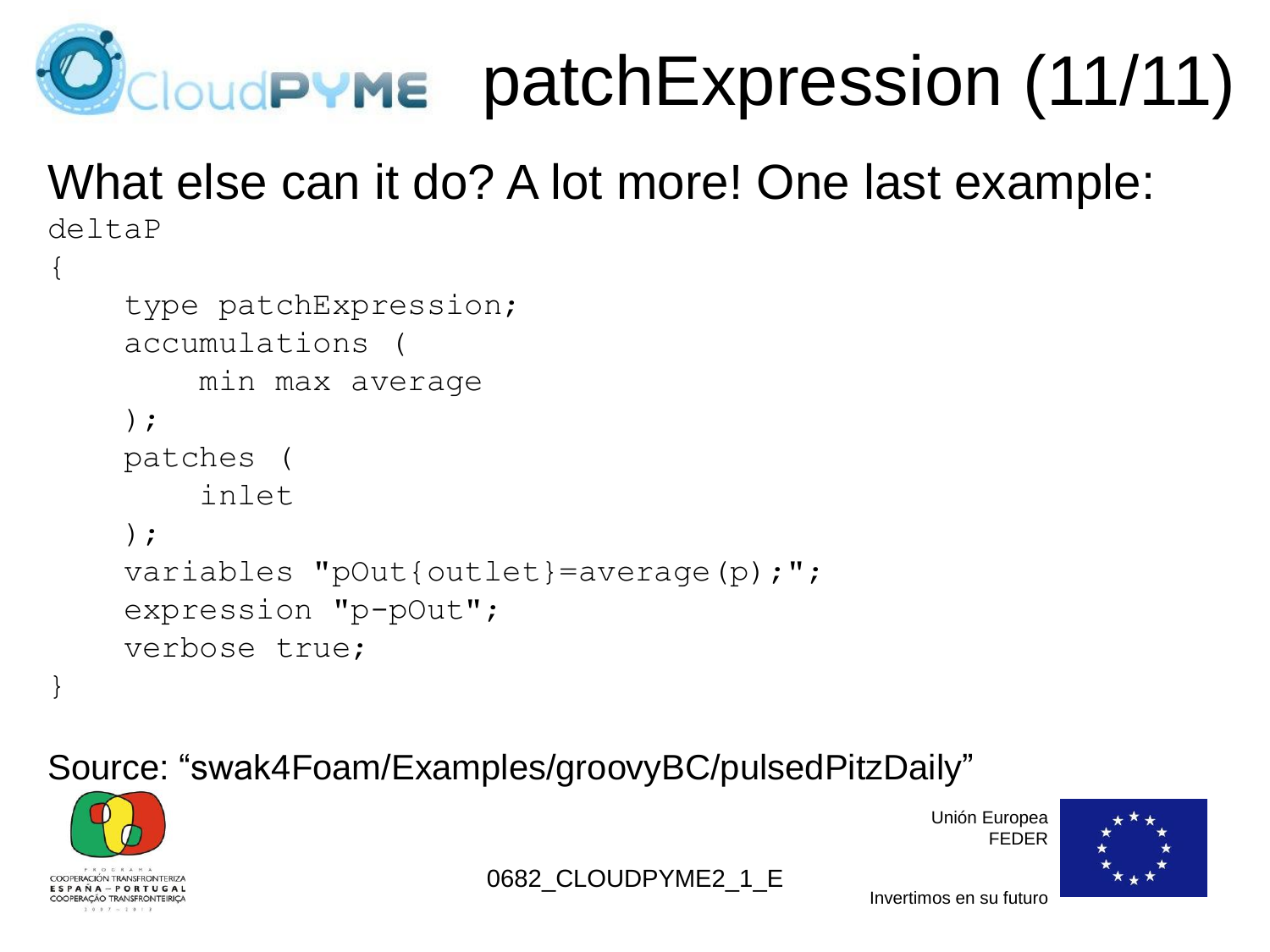# patchExpression (11/11)

What else can it do? A lot more! One last example:

```
deltaP
{
    type patchExpression;
    accumulations (
        min max average
    );
    patches (
        inlet
    );
    variables "pOut{outlet}=average(p);";
    expression "p-pOut";
    verbose true;
}
```

Source: “swak4Foam/Examples/groovyBC/pulsedPitzDaily”

PROGRAMA COOPERACIÓN TRANSFRONTERIZA ESPAÑA – PORTUGAL COOPERAÇÃO TRANSFRONTEIRIÇA 2007 – 2013

0682_CLOUDPYME2_1_E

Unión Europea FEDER

Invertimos en su futuro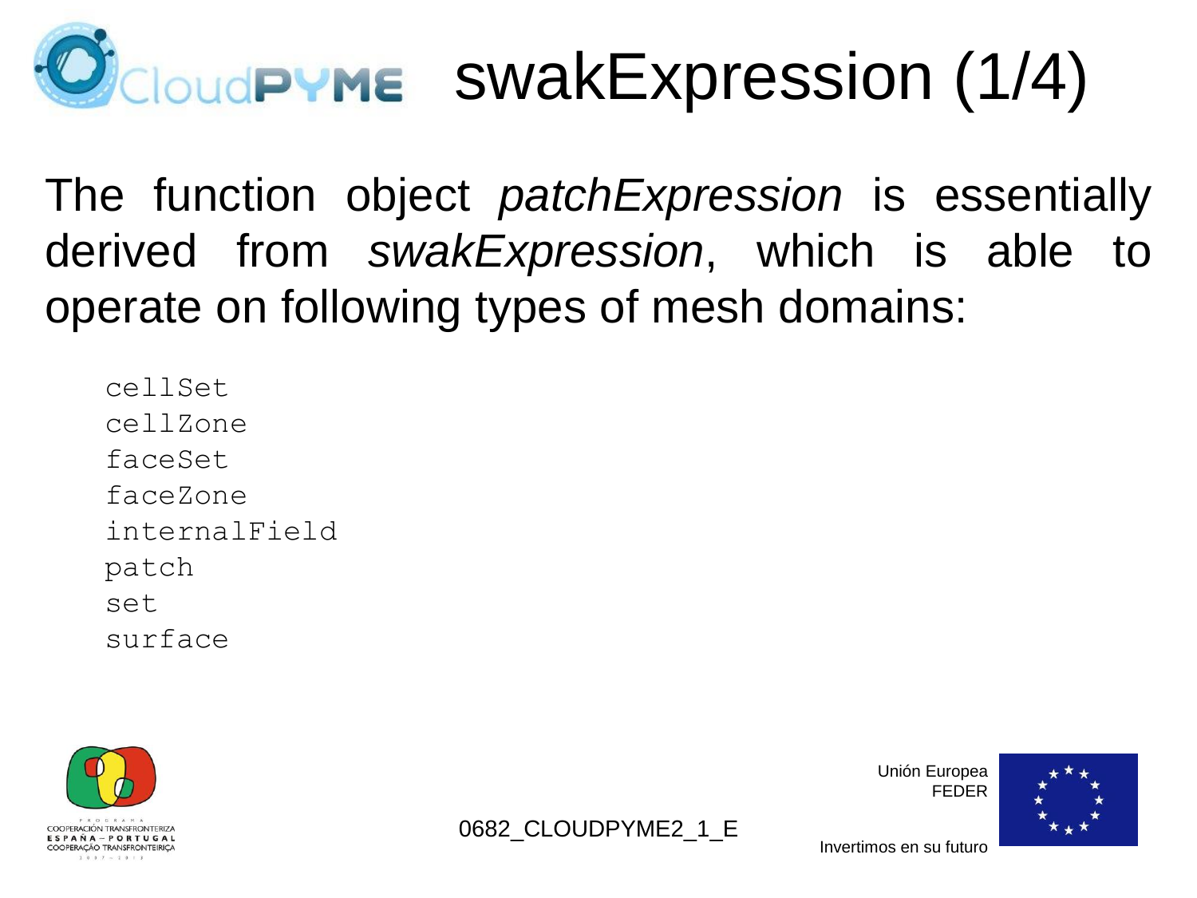# swakExpression (1/4)

The function object *patchExpression* is essentially derived from *swakExpression*, which is able to operate on following types of mesh domains:

```
cellSet
cellZone
faceSet
faceZone
internalField
patch
set
surface
```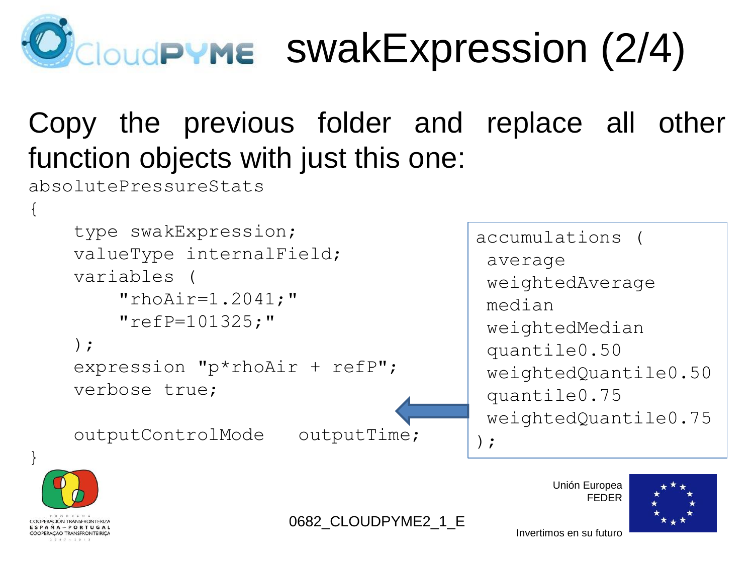# swakExpression (2/4)

Copy the previous folder and replace all other function objects with just this one:

```
absolutePressureStats
{
    type swakExpression;
    valueType internalField;
    variables (
        "rhoAir=1.2041;"
        "refP=101325;"
    );
    expression "p*rhoAir + refP";
    verbose true;

    outputControlMode   outputTime;
}
```

```
accumulations (
 average
 weightedAverage
 median
 weightedMedian
 quantile0.50
 weightedQuantile0.50
 quantile0.75
 weightedQuantile0.75
);
```

0682_CLOUDPYME2_1_E

Unión Europea
FEDER

Invertimos en su futuro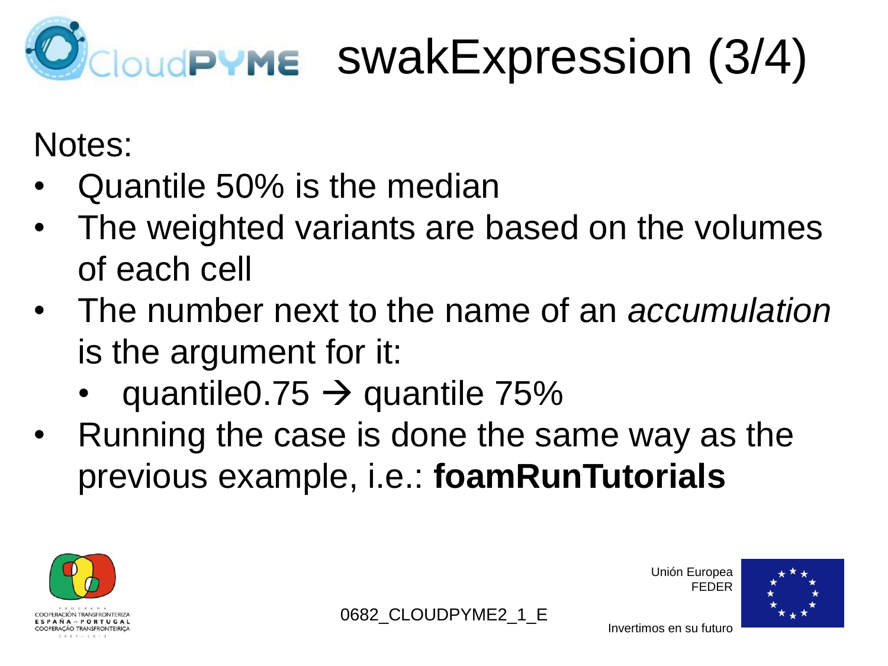# swakExpression (3/4)

Notes:

- Quantile 50% is the median
- The weighted variants are based on the volumes of each cell
- The number next to the name of an *accumulation* is the argument for it:
  - quantile0.75 → quantile 75%
- Running the case is done the same way as the previous example, i.e.: **foamRunTutorials**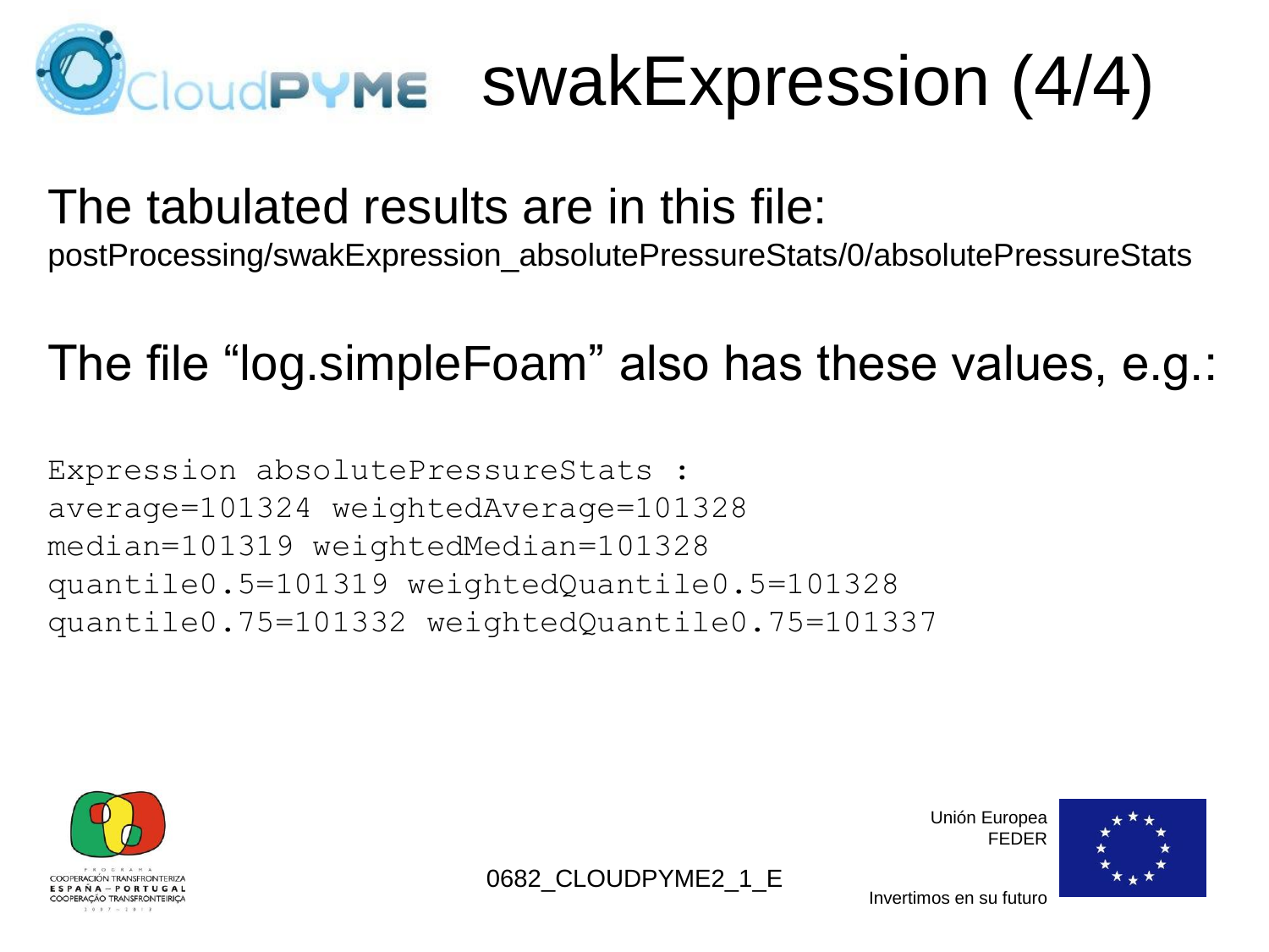# swakExpression (4/4)

The tabulated results are in this file:

postProcessing/swakExpression_absolutePressureStats/0/absolutePressureStats

The file "log.simpleFoam" also has these values, e.g.:

```
Expression absolutePressureStats :
average=101324 weightedAverage=101328
median=101319 weightedMedian=101328
quantile0.5=101319 weightedQuantile0.5=101328
quantile0.75=101332 weightedQuantile0.75=101337
```

0682_CLOUDPYME2_1_E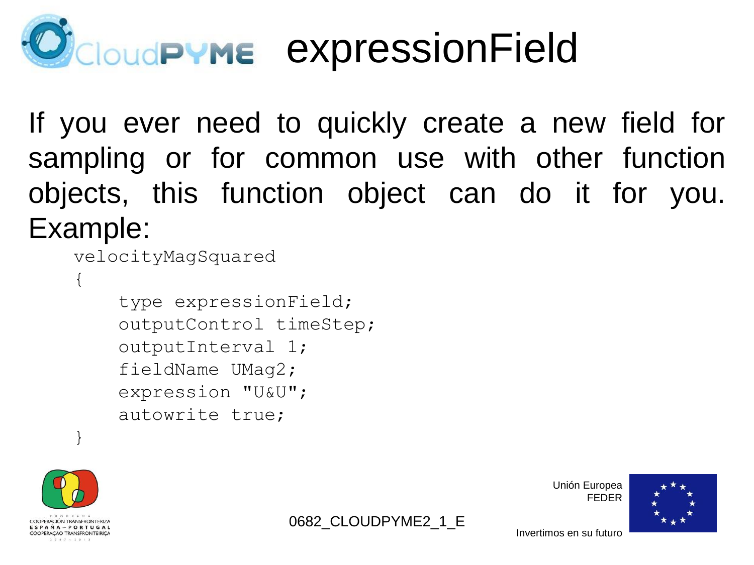# expressionField

If you ever need to quickly create a new field for sampling or for common use with other function objects, this function object can do it for you. Example:

```
velocityMagSquared
{
    type expressionField;
    outputControl timeStep;
    outputInterval 1;
    fieldName UMag2;
    expression "U&U";
    autowrite true;
}
```

Unión Europea
FEDER

Invertimos en su futuro

0682_CLOUDPYME2_1_E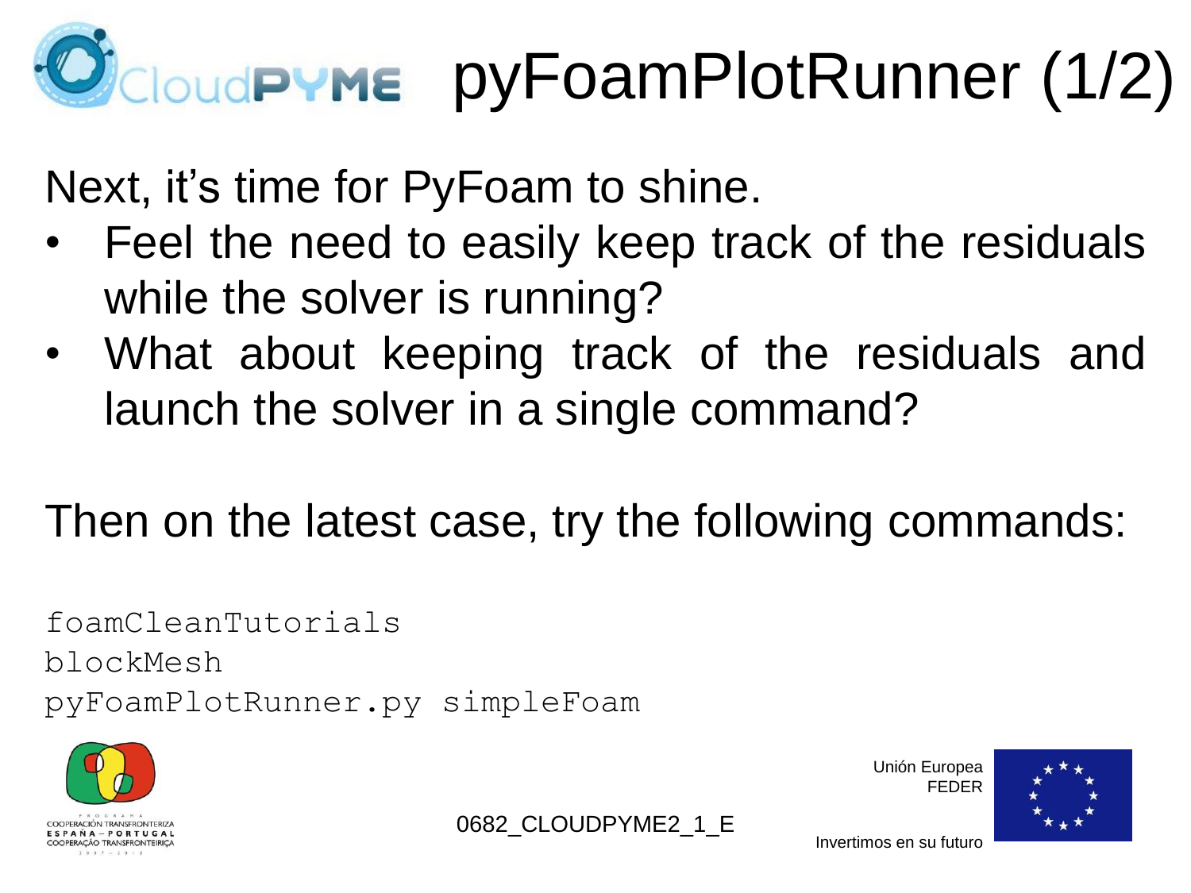# pyFoamPlotRunner (1/2)

Next, it's time for PyFoam to shine.

- Feel the need to easily keep track of the residuals while the solver is running?
- What about keeping track of the residuals and launch the solver in a single command?

Then on the latest case, try the following commands:

```
foamCleanTutorials
blockMesh
pyFoamPlotRunner.py simpleFoam
```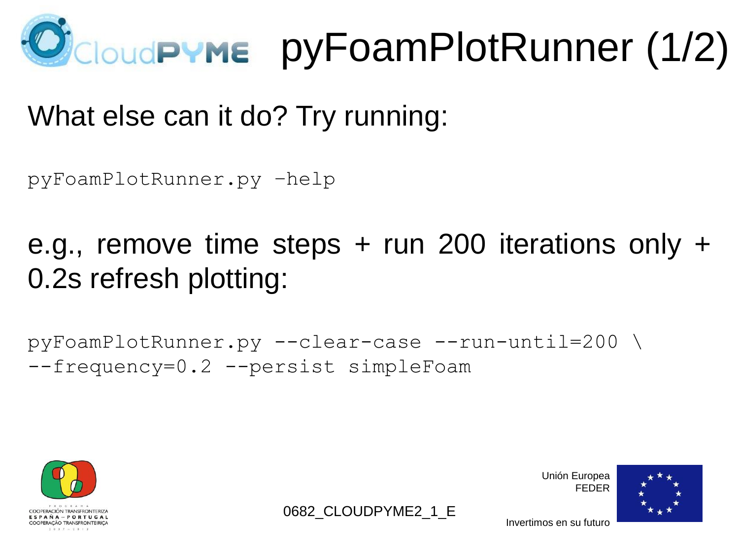# pyFoamPlotRunner (1/2)

What else can it do? Try running:

```
pyFoamPlotRunner.py –help
```

e.g., remove time steps + run 200 iterations only + 0.2s refresh plotting:

```
pyFoamPlotRunner.py --clear-case --run-until=200 \
--frequency=0.2 --persist simpleFoam
```

0682_CLOUDPYME2_1_E

Unión Europea
FEDER

Invertimos en su futuro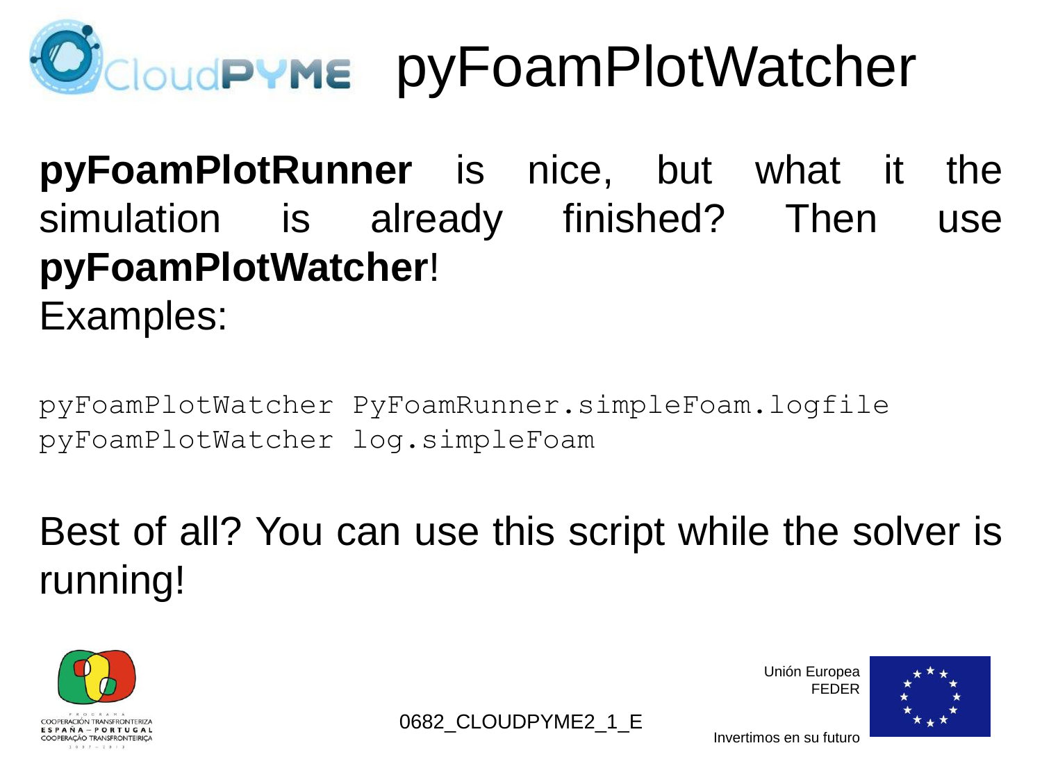# pyFoamPlotWatcher

**pyFoamPlotRunner** is nice, but what it the simulation is already finished? Then use **pyFoamPlotWatcher**!

Examples:

```
pyFoamPlotWatcher PyFoamRunner.simpleFoam.logfile
pyFoamPlotWatcher log.simpleFoam
```

Best of all? You can use this script while the solver is running!

0682_CLOUDPYME2_1_E

Unión Europea
FEDER

Invertimos en su futuro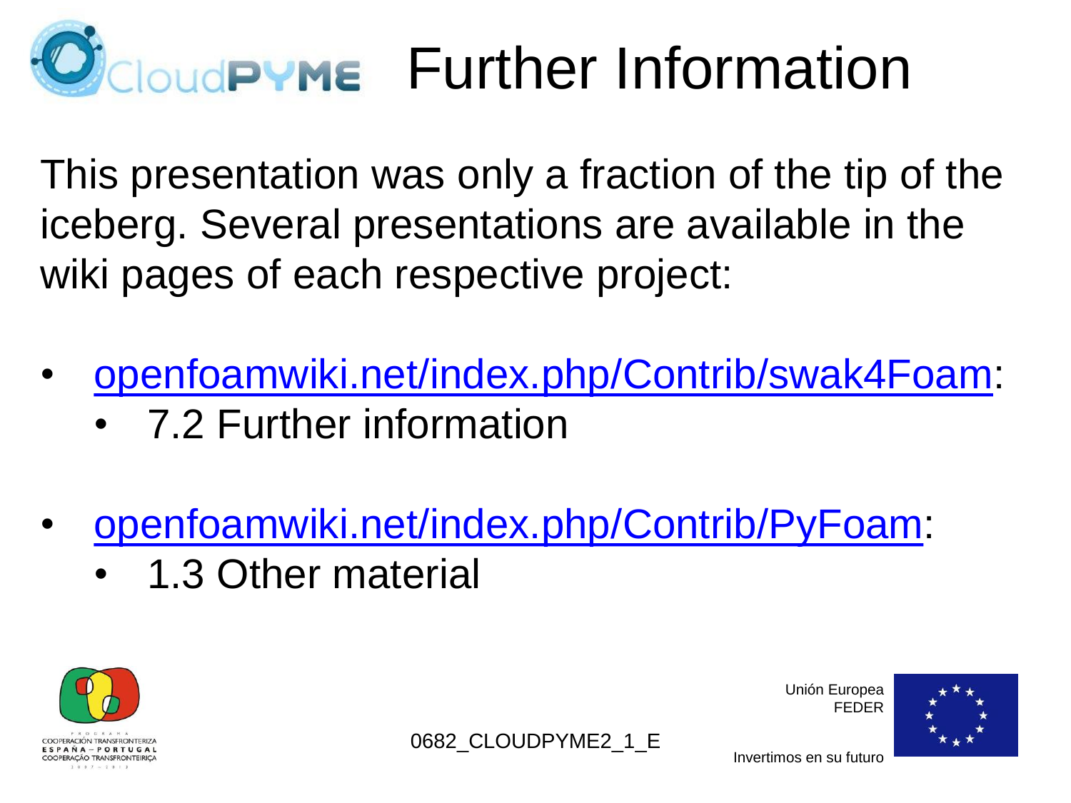# Further Information

This presentation was only a fraction of the tip of the iceberg. Several presentations are available in the wiki pages of each respective project:

- [openfoamwiki.net/index.php/Contrib/swak4Foam](openfoamwiki.net/index.php/Contrib/swak4Foam):
  - 7.2 Further information
- [openfoamwiki.net/index.php/Contrib/PyFoam](openfoamwiki.net/index.php/Contrib/PyFoam):
  - 1.3 Other material

0682_CLOUDPYME2_1_E

Unión Europea
FEDER

Invertimos en su futuro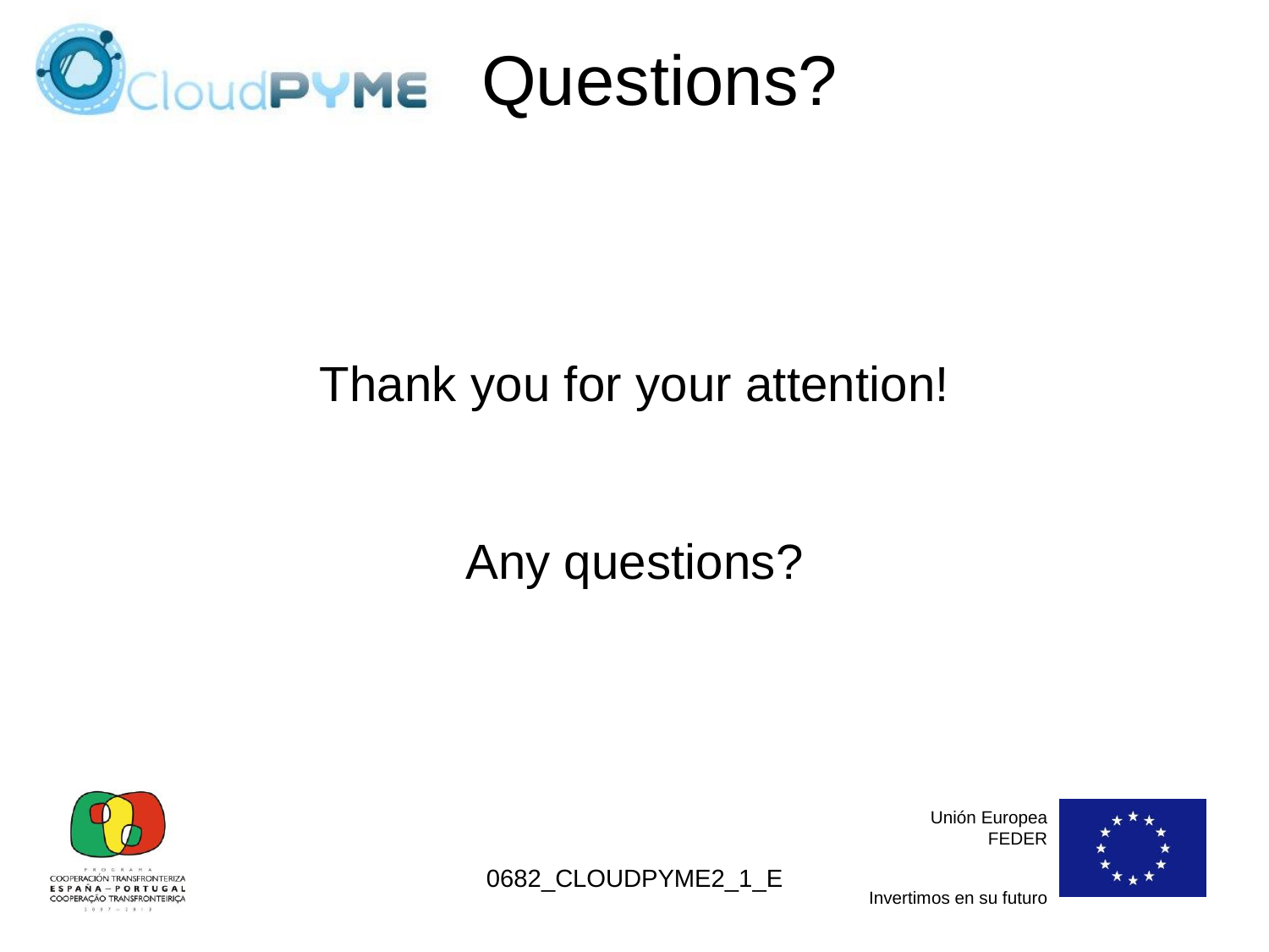# Questions?

Thank you for your attention!

Any questions?

0682_CLOUDPYME2_1_E

Unión Europea
FEDER

Invertimos en su futuro